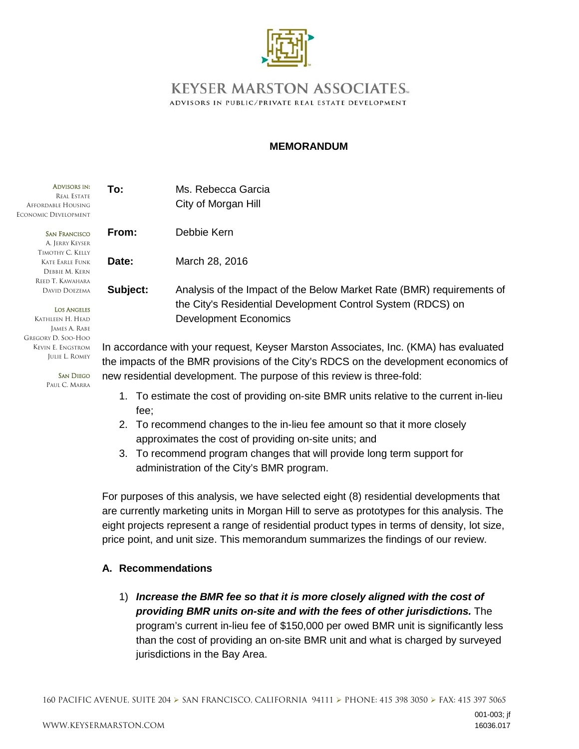KEYSER MARSTON ASSOCIATES.
ADVISORS IN PUBLIC/PRIVATE REAL ESTATE DEVELOPMENT

## MEMORANDUM

ADVISORS IN:
REAL ESTATE
AFFORDABLE HOUSING
ECONOMIC DEVELOPMENT

SAN FRANCISCO
A. JERRY KEYSER
TIMOTHY C. KELLY
KATE EARLE FUNK
DEBBIE M. KERN
REED T. KAWAHARA
DAVID DOEZEMA

LOS ANGELES
KATHLEEN H. HEAD
JAMES A. RABE
GREGORY D. SOO-HOO
KEVIN E. ENGSTROM
JULIE L. ROMEY

SAN DIEGO
PAUL C. MARRA

**To:** Ms. Rebecca Garcia
City of Morgan Hill

**From:** Debbie Kern

**Date:** March 28, 2016

**Subject:** Analysis of the Impact of the Below Market Rate (BMR) requirements of the City's Residential Development Control System (RDCS) on Development Economics

In accordance with your request, Keyser Marston Associates, Inc. (KMA) has evaluated the impacts of the BMR provisions of the City's RDCS on the development economics of new residential development. The purpose of this review is three-fold:

1. To estimate the cost of providing on-site BMR units relative to the current in-lieu fee;
2. To recommend changes to the in-lieu fee amount so that it more closely approximates the cost of providing on-site units; and
3. To recommend program changes that will provide long term support for administration of the City's BMR program.

For purposes of this analysis, we have selected eight (8) residential developments that are currently marketing units in Morgan Hill to serve as prototypes for this analysis. The eight projects represent a range of residential product types in terms of density, lot size, price point, and unit size. This memorandum summarizes the findings of our review.

### A. Recommendations

1) ***Increase the BMR fee so that it is more closely aligned with the cost of providing BMR units on-site and with the fees of other jurisdictions.*** The program's current in-lieu fee of $150,000 per owed BMR unit is significantly less than the cost of providing an on-site BMR unit and what is charged by surveyed jurisdictions in the Bay Area.

160 PACIFIC AVENUE, SUITE 204 ➢ SAN FRANCISCO, CALIFORNIA 94111 ➢ PHONE: 415 398 3050 ➢ FAX: 415 397 5065

WWW.KEYSERMARSTON.COM

001-003; jf
16036.017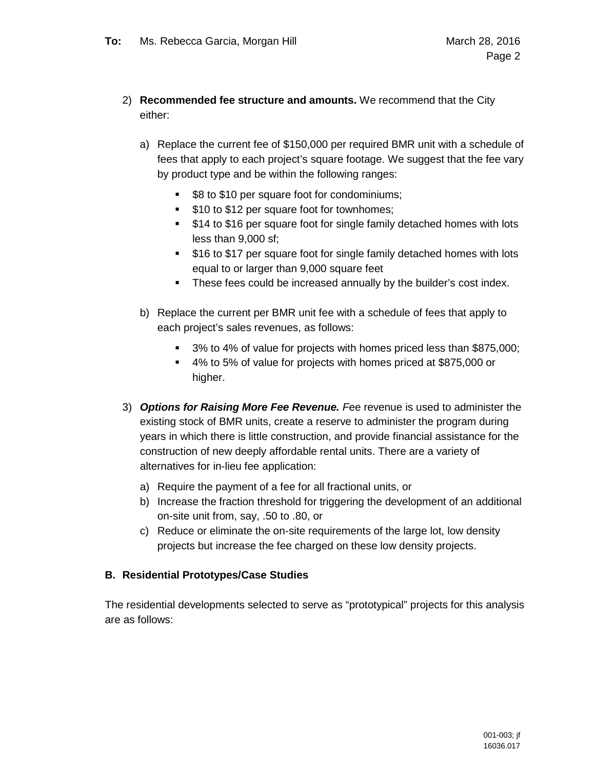2) **Recommended fee structure and amounts.** We recommend that the City either:

   a) Replace the current fee of $150,000 per required BMR unit with a schedule of fees that apply to each project's square footage. We suggest that the fee vary by product type and be within the following ranges:

      - $8 to $10 per square foot for condominiums;
      - $10 to $12 per square foot for townhomes;
      - $14 to $16 per square foot for single family detached homes with lots less than 9,000 sf;
      - $16 to $17 per square foot for single family detached homes with lots equal to or larger than 9,000 square feet
      - These fees could be increased annually by the builder's cost index.

   b) Replace the current per BMR unit fee with a schedule of fees that apply to each project's sales revenues, as follows:

      - 3% to 4% of value for projects with homes priced less than $875,000;
      - 4% to 5% of value for projects with homes priced at $875,000 or higher.

3) ***Options for Raising More Fee Revenue.*** *F*ee revenue is used to administer the existing stock of BMR units, create a reserve to administer the program during years in which there is little construction, and provide financial assistance for the construction of new deeply affordable rental units. There are a variety of alternatives for in-lieu fee application:

   a) Require the payment of a fee for all fractional units, or
   b) Increase the fraction threshold for triggering the development of an additional on-site unit from, say, .50 to .80, or
   c) Reduce or eliminate the on-site requirements of the large lot, low density projects but increase the fee charged on these low density projects.

## B. Residential Prototypes/Case Studies

The residential developments selected to serve as "prototypical" projects for this analysis are as follows: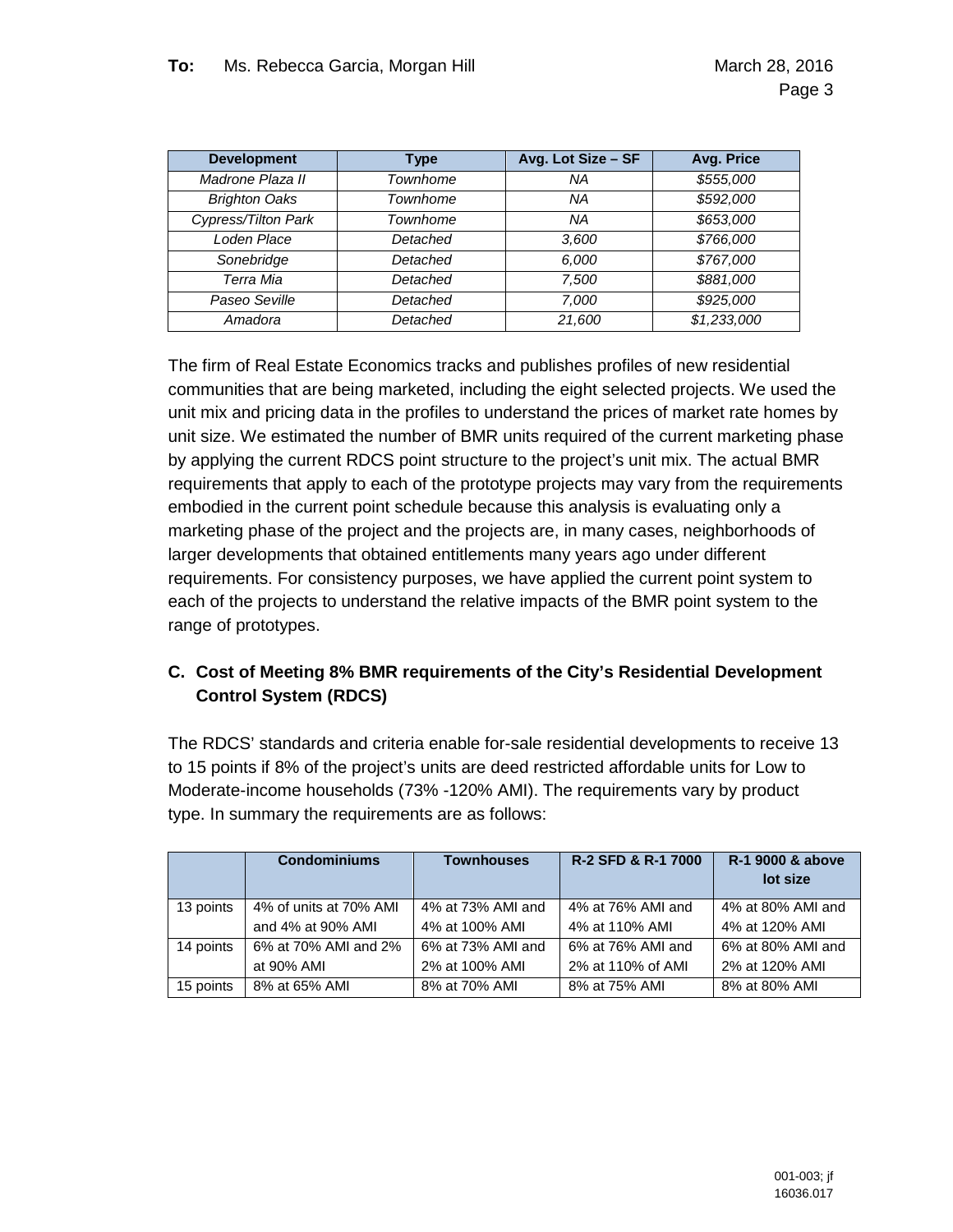| Development | Type | Avg. Lot Size – SF | Avg. Price |
|---|---|---|---|
| *Madrone Plaza II* | *Townhome* | *NA* | *$555,000* |
| *Brighton Oaks* | *Townhome* | *NA* | *$592,000* |
| *Cypress/Tilton Park* | *Townhome* | *NA* | *$653,000* |
| *Loden Place* | *Detached* | *3,600* | *$766,000* |
| *Sonebridge* | *Detached* | *6,000* | *$767,000* |
| *Terra Mia* | *Detached* | *7,500* | *$881,000* |
| *Paseo Seville* | *Detached* | *7,000* | *$925,000* |
| *Amadora* | *Detached* | *21,600* | *$1,233,000* |

The firm of Real Estate Economics tracks and publishes profiles of new residential communities that are being marketed, including the eight selected projects. We used the unit mix and pricing data in the profiles to understand the prices of market rate homes by unit size. We estimated the number of BMR units required of the current marketing phase by applying the current RDCS point structure to the project's unit mix. The actual BMR requirements that apply to each of the prototype projects may vary from the requirements embodied in the current point schedule because this analysis is evaluating only a marketing phase of the project and the projects are, in many cases, neighborhoods of larger developments that obtained entitlements many years ago under different requirements. For consistency purposes, we have applied the current point system to each of the projects to understand the relative impacts of the BMR point system to the range of prototypes.

### C. Cost of Meeting 8% BMR requirements of the City's Residential Development Control System (RDCS)

The RDCS' standards and criteria enable for-sale residential developments to receive 13 to 15 points if 8% of the project's units are deed restricted affordable units for Low to Moderate-income households (73% -120% AMI). The requirements vary by product type. In summary the requirements are as follows:

| | Condominiums | Townhouses | R-2 SFD & R-1 7000 | R-1 9000 & above lot size |
|---|---|---|---|---|
| 13 points | 4% of units at 70% AMI and 4% at 90% AMI | 4% at 73% AMI and 4% at 100% AMI | 4% at 76% AMI and 4% at 110% AMI | 4% at 80% AMI and 4% at 120% AMI |
| 14 points | 6% at 70% AMI and 2% at 90% AMI | 6% at 73% AMI and 2% at 100% AMI | 6% at 76% AMI and 2% at 110% of AMI | 6% at 80% AMI and 2% at 120% AMI |
| 15 points | 8% at 65% AMI | 8% at 70% AMI | 8% at 75% AMI | 8% at 80% AMI |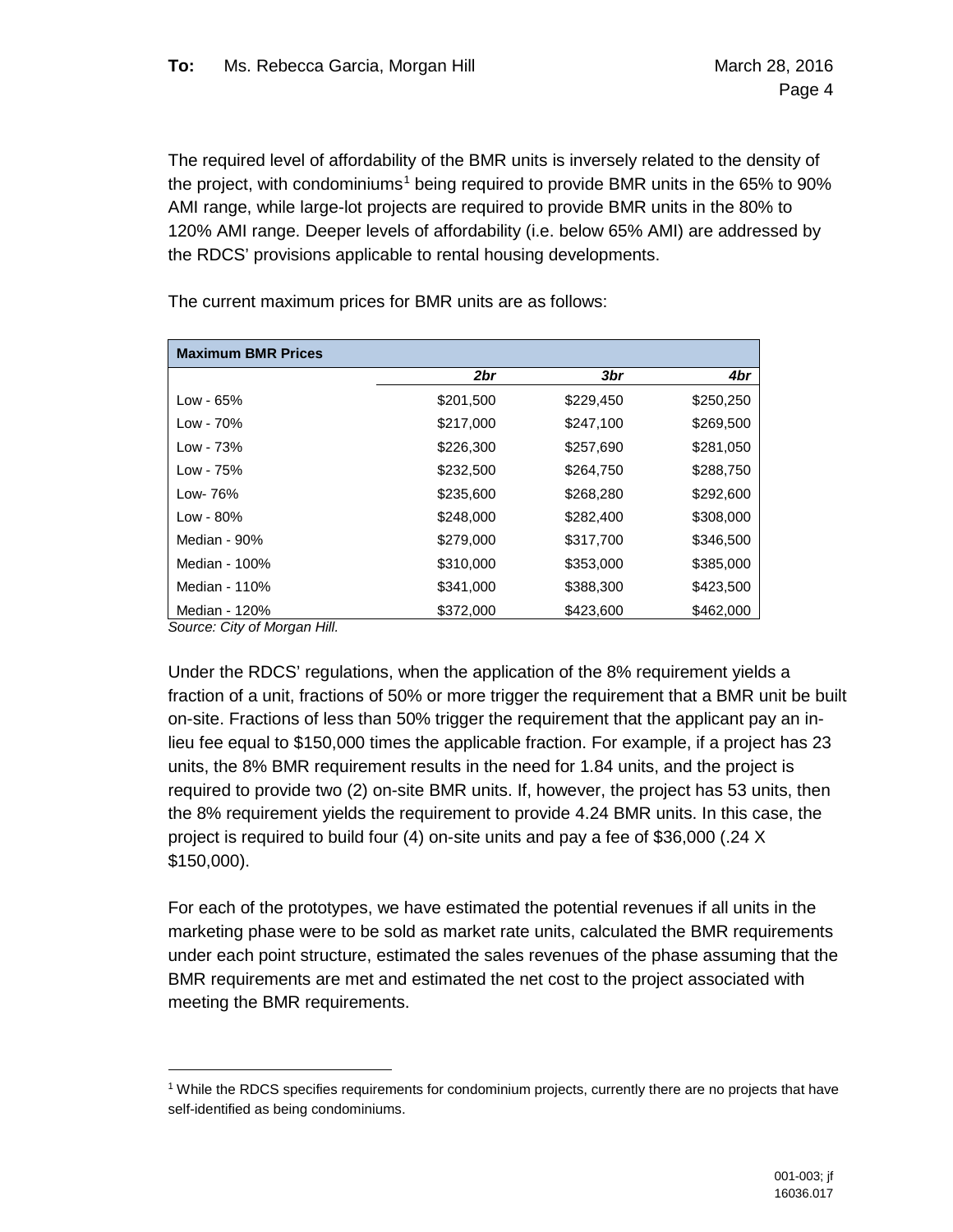The required level of affordability of the BMR units is inversely related to the density of the project, with condominiums[1] being required to provide BMR units in the 65% to 90% AMI range, while large-lot projects are required to provide BMR units in the 80% to 120% AMI range. Deeper levels of affordability (i.e. below 65% AMI) are addressed by the RDCS' provisions applicable to rental housing developments.

The current maximum prices for BMR units are as follows:

| **Maximum BMR Prices** | | | |
|---|---|---|---|
| | ***2br*** | ***3br*** | ***4br*** |
| Low - 65% | $201,500 | $229,450 | $250,250 |
| Low - 70% | $217,000 | $247,100 | $269,500 |
| Low - 73% | $226,300 | $257,690 | $281,050 |
| Low - 75% | $232,500 | $264,750 | $288,750 |
| Low- 76% | $235,600 | $268,280 | $292,600 |
| Low - 80% | $248,000 | $282,400 | $308,000 |
| Median - 90% | $279,000 | $317,700 | $346,500 |
| Median - 100% | $310,000 | $353,000 | $385,000 |
| Median - 110% | $341,000 | $388,300 | $423,500 |
| Median - 120% | $372,000 | $423,600 | $462,000 |

*Source: City of Morgan Hill.*

Under the RDCS' regulations, when the application of the 8% requirement yields a fraction of a unit, fractions of 50% or more trigger the requirement that a BMR unit be built on-site. Fractions of less than 50% trigger the requirement that the applicant pay an in-lieu fee equal to $150,000 times the applicable fraction. For example, if a project has 23 units, the 8% BMR requirement results in the need for 1.84 units, and the project is required to provide two (2) on-site BMR units. If, however, the project has 53 units, then the 8% requirement yields the requirement to provide 4.24 BMR units. In this case, the project is required to build four (4) on-site units and pay a fee of $36,000 (.24 X $150,000).

For each of the prototypes, we have estimated the potential revenues if all units in the marketing phase were to be sold as market rate units, calculated the BMR requirements under each point structure, estimated the sales revenues of the phase assuming that the BMR requirements are met and estimated the net cost to the project associated with meeting the BMR requirements.

---

[1] While the RDCS specifies requirements for condominium projects, currently there are no projects that have self-identified as being condominiums.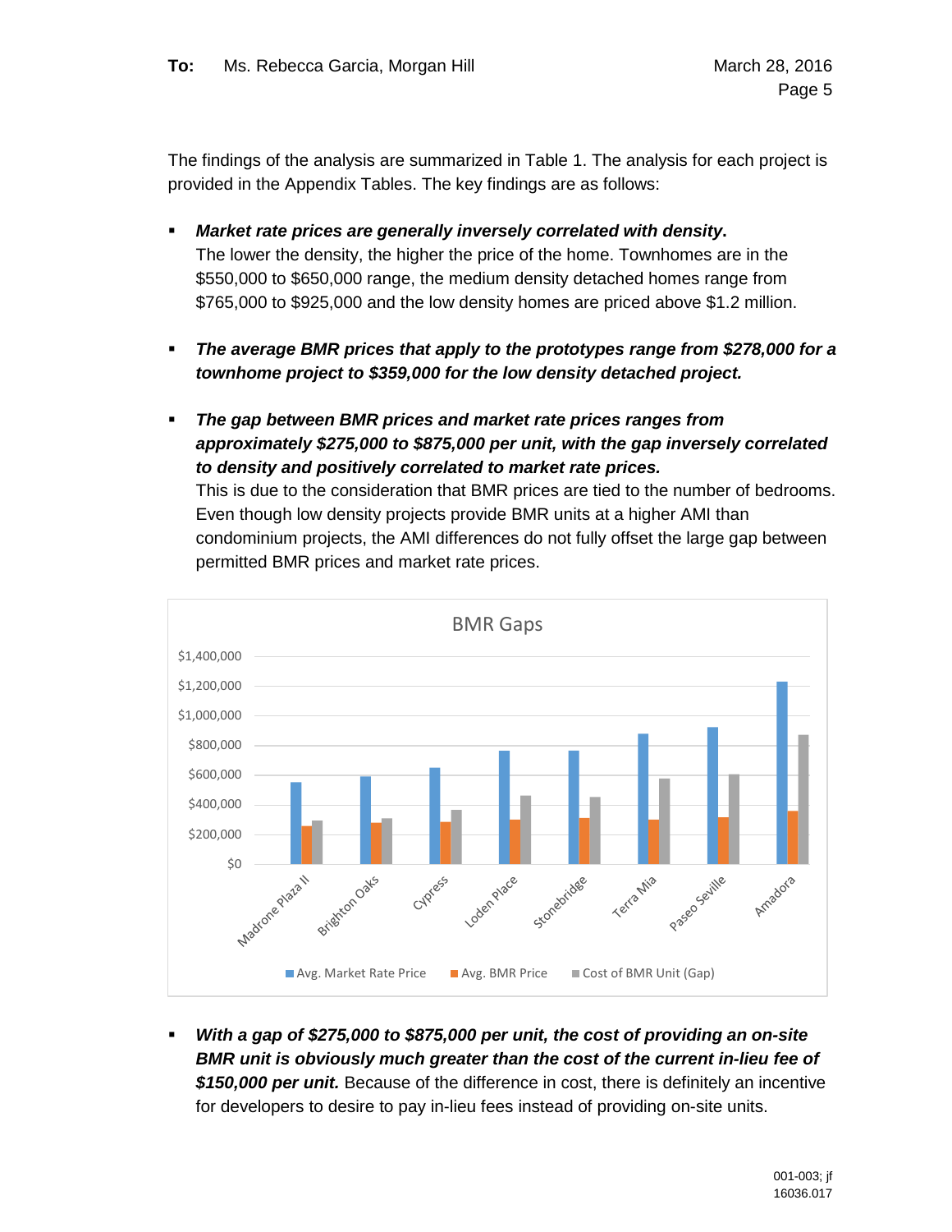The findings of the analysis are summarized in Table 1. The analysis for each project is provided in the Appendix Tables. The key findings are as follows:

- ***Market rate prices are generally inversely correlated with density.*** The lower the density, the higher the price of the home. Townhomes are in the $550,000 to $650,000 range, the medium density detached homes range from $765,000 to $925,000 and the low density homes are priced above $1.2 million.

- ***The average BMR prices that apply to the prototypes range from $278,000 for a townhome project to $359,000 for the low density detached project.***

- ***The gap between BMR prices and market rate prices ranges from approximately $275,000 to $875,000 per unit, with the gap inversely correlated to density and positively correlated to market rate prices.*** This is due to the consideration that BMR prices are tied to the number of bedrooms. Even though low density projects provide BMR units at a higher AMI than condominium projects, the AMI differences do not fully offset the large gap between permitted BMR prices and market rate prices.

BMR Gaps

Legend: Avg. Market Rate Price; Avg. BMR Price; Cost of BMR Unit (Gap)

Projects: Madrone Plaza II, Brighton Oaks, Cypress, Loden Place, Stonebridge, Terra Mia, Paseo Seville, Amadora

- ***With a gap of $275,000 to $875,000 per unit, the cost of providing an on-site BMR unit is obviously much greater than the cost of the current in-lieu fee of $150,000 per unit.*** Because of the difference in cost, there is definitely an incentive for developers to desire to pay in-lieu fees instead of providing on-site units.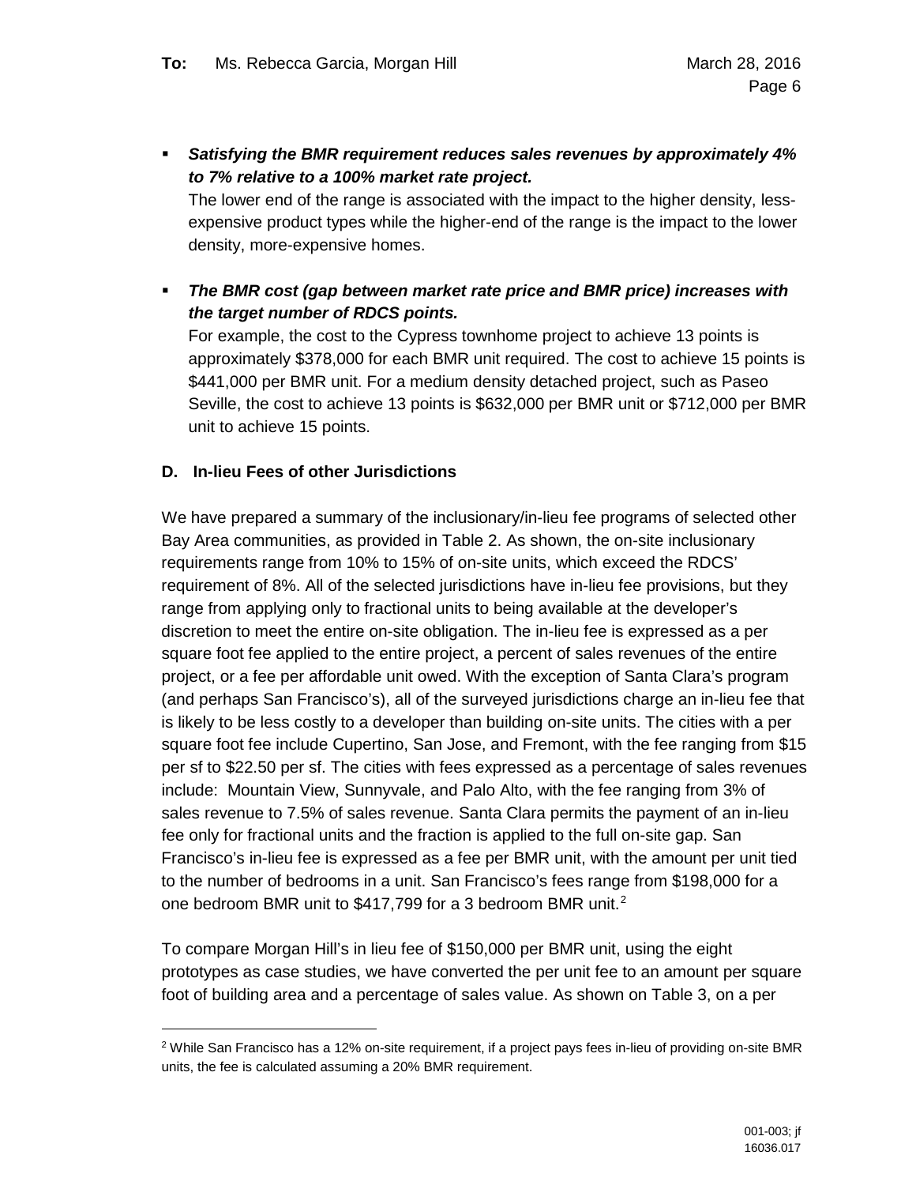- ***Satisfying the BMR requirement reduces sales revenues by approximately 4% to 7% relative to a 100% market rate project.***
  The lower end of the range is associated with the impact to the higher density, less-expensive product types while the higher-end of the range is the impact to the lower density, more-expensive homes.

- ***The BMR cost (gap between market rate price and BMR price) increases with the target number of RDCS points.***
  For example, the cost to the Cypress townhome project to achieve 13 points is approximately $378,000 for each BMR unit required. The cost to achieve 15 points is $441,000 per BMR unit. For a medium density detached project, such as Paseo Seville, the cost to achieve 13 points is $632,000 per BMR unit or $712,000 per BMR unit to achieve 15 points.

### D. In-lieu Fees of other Jurisdictions

We have prepared a summary of the inclusionary/in-lieu fee programs of selected other Bay Area communities, as provided in Table 2. As shown, the on-site inclusionary requirements range from 10% to 15% of on-site units, which exceed the RDCS' requirement of 8%. All of the selected jurisdictions have in-lieu fee provisions, but they range from applying only to fractional units to being available at the developer's discretion to meet the entire on-site obligation. The in-lieu fee is expressed as a per square foot fee applied to the entire project, a percent of sales revenues of the entire project, or a fee per affordable unit owed. With the exception of Santa Clara's program (and perhaps San Francisco's), all of the surveyed jurisdictions charge an in-lieu fee that is likely to be less costly to a developer than building on-site units. The cities with a per square foot fee include Cupertino, San Jose, and Fremont, with the fee ranging from $15 per sf to $22.50 per sf. The cities with fees expressed as a percentage of sales revenues include: Mountain View, Sunnyvale, and Palo Alto, with the fee ranging from 3% of sales revenue to 7.5% of sales revenue. Santa Clara permits the payment of an in-lieu fee only for fractional units and the fraction is applied to the full on-site gap. San Francisco's in-lieu fee is expressed as a fee per BMR unit, with the amount per unit tied to the number of bedrooms in a unit. San Francisco's fees range from $198,000 for a one bedroom BMR unit to $417,799 for a 3 bedroom BMR unit.[2]

To compare Morgan Hill's in lieu fee of $150,000 per BMR unit, using the eight prototypes as case studies, we have converted the per unit fee to an amount per square foot of building area and a percentage of sales value. As shown on Table 3, on a per

[2] While San Francisco has a 12% on-site requirement, if a project pays fees in-lieu of providing on-site BMR units, the fee is calculated assuming a 20% BMR requirement.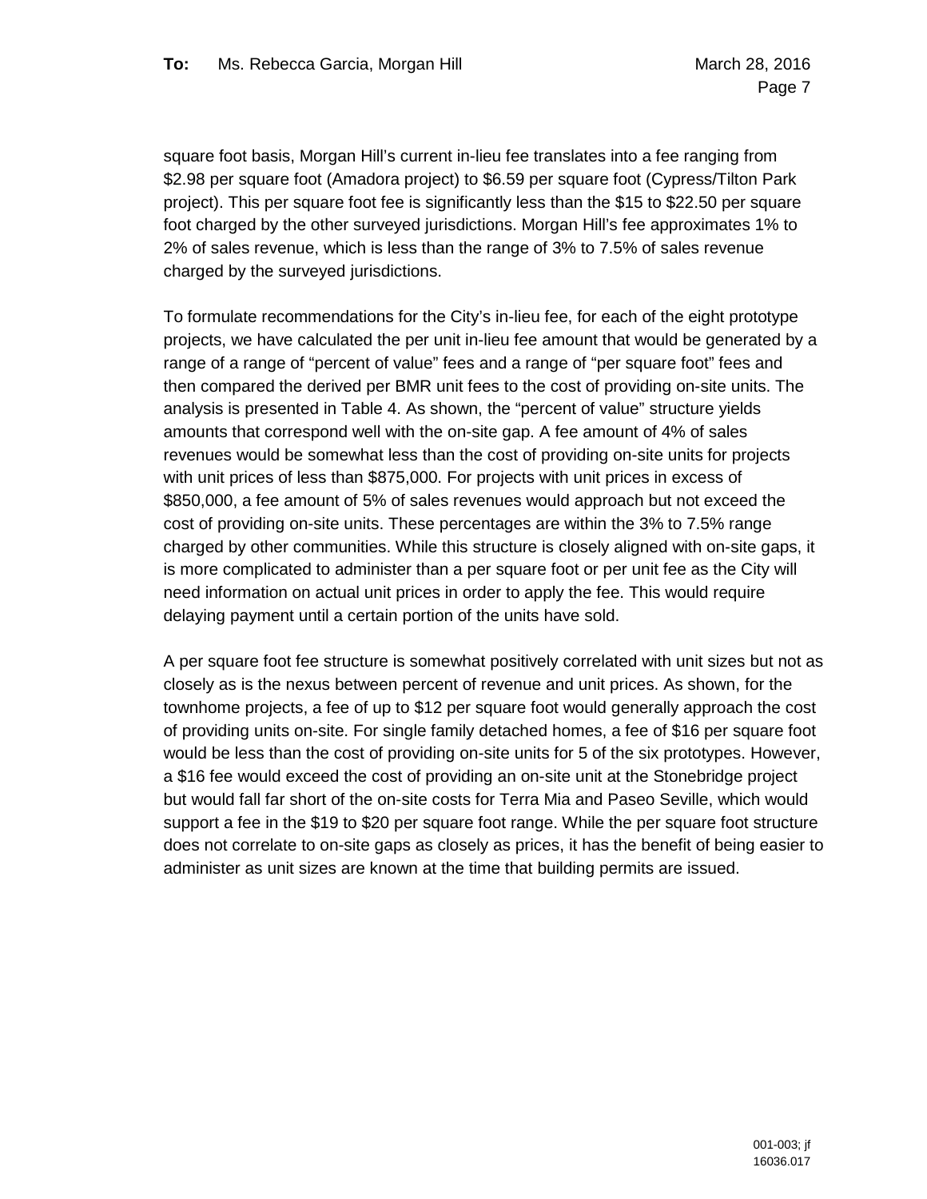square foot basis, Morgan Hill's current in-lieu fee translates into a fee ranging from $2.98 per square foot (Amadora project) to $6.59 per square foot (Cypress/Tilton Park project). This per square foot fee is significantly less than the $15 to $22.50 per square foot charged by the other surveyed jurisdictions. Morgan Hill's fee approximates 1% to 2% of sales revenue, which is less than the range of 3% to 7.5% of sales revenue charged by the surveyed jurisdictions.

To formulate recommendations for the City's in-lieu fee, for each of the eight prototype projects, we have calculated the per unit in-lieu fee amount that would be generated by a range of a range of "percent of value" fees and a range of "per square foot" fees and then compared the derived per BMR unit fees to the cost of providing on-site units. The analysis is presented in Table 4. As shown, the "percent of value" structure yields amounts that correspond well with the on-site gap. A fee amount of 4% of sales revenues would be somewhat less than the cost of providing on-site units for projects with unit prices of less than $875,000. For projects with unit prices in excess of $850,000, a fee amount of 5% of sales revenues would approach but not exceed the cost of providing on-site units. These percentages are within the 3% to 7.5% range charged by other communities. While this structure is closely aligned with on-site gaps, it is more complicated to administer than a per square foot or per unit fee as the City will need information on actual unit prices in order to apply the fee. This would require delaying payment until a certain portion of the units have sold.

A per square foot fee structure is somewhat positively correlated with unit sizes but not as closely as is the nexus between percent of revenue and unit prices. As shown, for the townhome projects, a fee of up to $12 per square foot would generally approach the cost of providing units on-site. For single family detached homes, a fee of $16 per square foot would be less than the cost of providing on-site units for 5 of the six prototypes. However, a $16 fee would exceed the cost of providing an on-site unit at the Stonebridge project but would fall far short of the on-site costs for Terra Mia and Paseo Seville, which would support a fee in the $19 to $20 per square foot range. While the per square foot structure does not correlate to on-site gaps as closely as prices, it has the benefit of being easier to administer as unit sizes are known at the time that building permits are issued.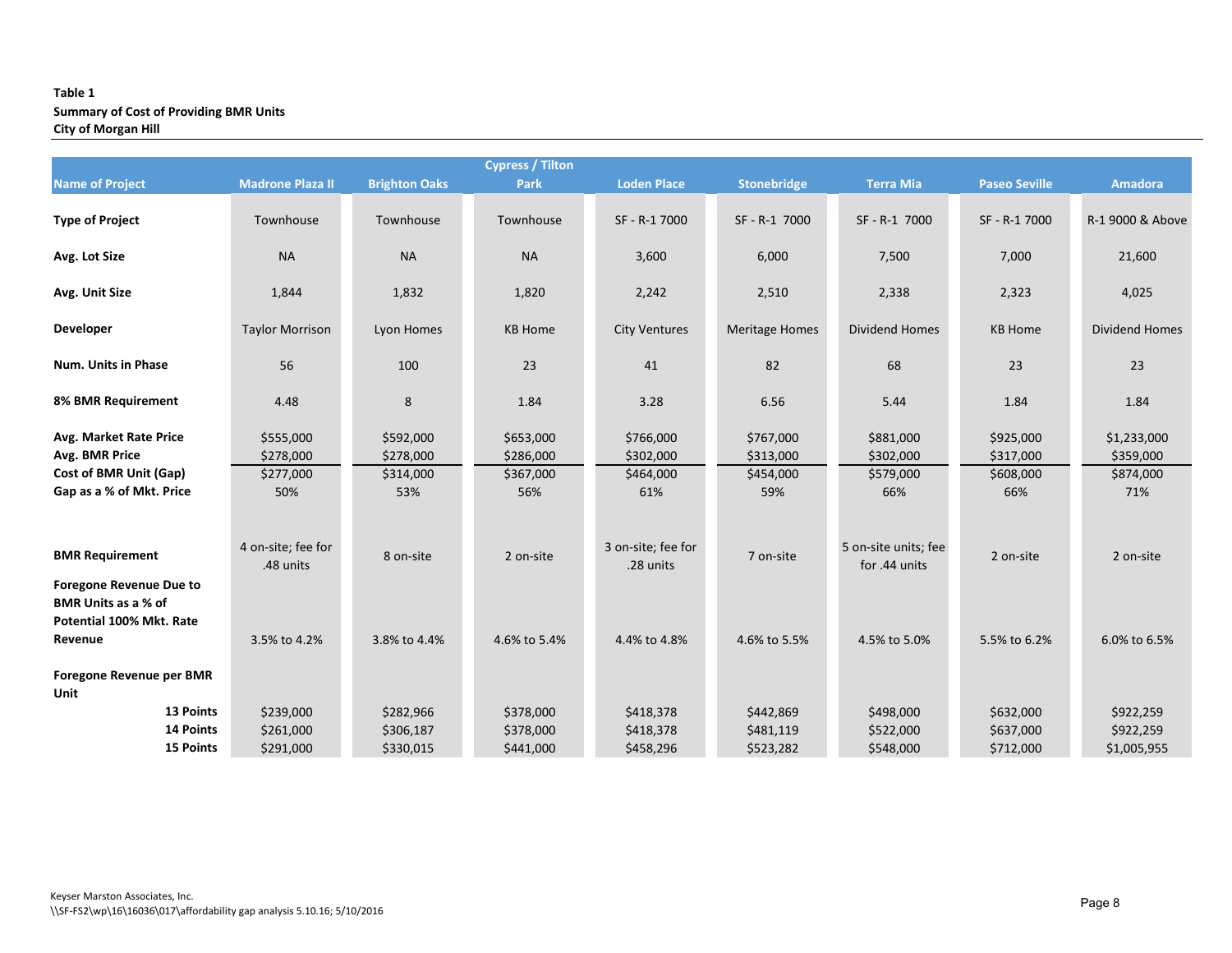**Table 1**
**Summary of Cost of Providing BMR Units**
**City of Morgan Hill**

| Name of Project | Madrone Plaza II | Brighton Oaks | Cypress / Tilton Park | Loden Place | Stonebridge | Terra Mia | Paseo Seville | Amadora |
|---|---|---|---|---|---|---|---|---|
| **Type of Project** | Townhouse | Townhouse | Townhouse | SF - R-1 7000 | SF - R-1 7000 | SF - R-1 7000 | SF - R-1 7000 | R-1 9000 & Above |
| **Avg. Lot Size** | NA | NA | NA | 3,600 | 6,000 | 7,500 | 7,000 | 21,600 |
| **Avg. Unit Size** | 1,844 | 1,832 | 1,820 | 2,242 | 2,510 | 2,338 | 2,323 | 4,025 |
| **Developer** | Taylor Morrison | Lyon Homes | KB Home | City Ventures | Meritage Homes | Dividend Homes | KB Home | Dividend Homes |
| **Num. Units in Phase** | 56 | 100 | 23 | 41 | 82 | 68 | 23 | 23 |
| **8% BMR Requirement** | 4.48 | 8 | 1.84 | 3.28 | 6.56 | 5.44 | 1.84 | 1.84 |
| **Avg. Market Rate Price** | $555,000 | $592,000 | $653,000 | $766,000 | $767,000 | $881,000 | $925,000 | $1,233,000 |
| **Avg. BMR Price** | $278,000 | $278,000 | $286,000 | $302,000 | $313,000 | $302,000 | $317,000 | $359,000 |
| **Cost of BMR Unit (Gap)** | $277,000 | $314,000 | $367,000 | $464,000 | $454,000 | $579,000 | $608,000 | $874,000 |
| **Gap as a % of Mkt. Price** | 50% | 53% | 56% | 61% | 59% | 66% | 66% | 71% |
| **BMR Requirement** | 4 on-site; fee for .48 units | 8 on-site | 2 on-site | 3 on-site; fee for .28 units | 7 on-site | 5 on-site units; fee for .44 units | 2 on-site | 2 on-site |
| **Foregone Revenue Due to BMR Units as a % of Potential 100% Mkt. Rate Revenue** | 3.5% to 4.2% | 3.8% to 4.4% | 4.6% to 5.4% | 4.4% to 4.8% | 4.6% to 5.5% | 4.5% to 5.0% | 5.5% to 6.2% | 6.0% to 6.5% |
| **Foregone Revenue per BMR Unit** | | | | | | | | |
| **13 Points** | $239,000 | $282,966 | $378,000 | $418,378 | $442,869 | $498,000 | $632,000 | $922,259 |
| **14 Points** | $261,000 | $306,187 | $378,000 | $418,378 | $481,119 | $522,000 | $637,000 | $922,259 |
| **15 Points** | $291,000 | $330,015 | $441,000 | $458,296 | $523,282 | $548,000 | $712,000 | $1,005,955 |

Keyser Marston Associates, Inc.
\\SF-FS2\wp\16\16036\017\affordability gap analysis 5.10.16; 5/10/2016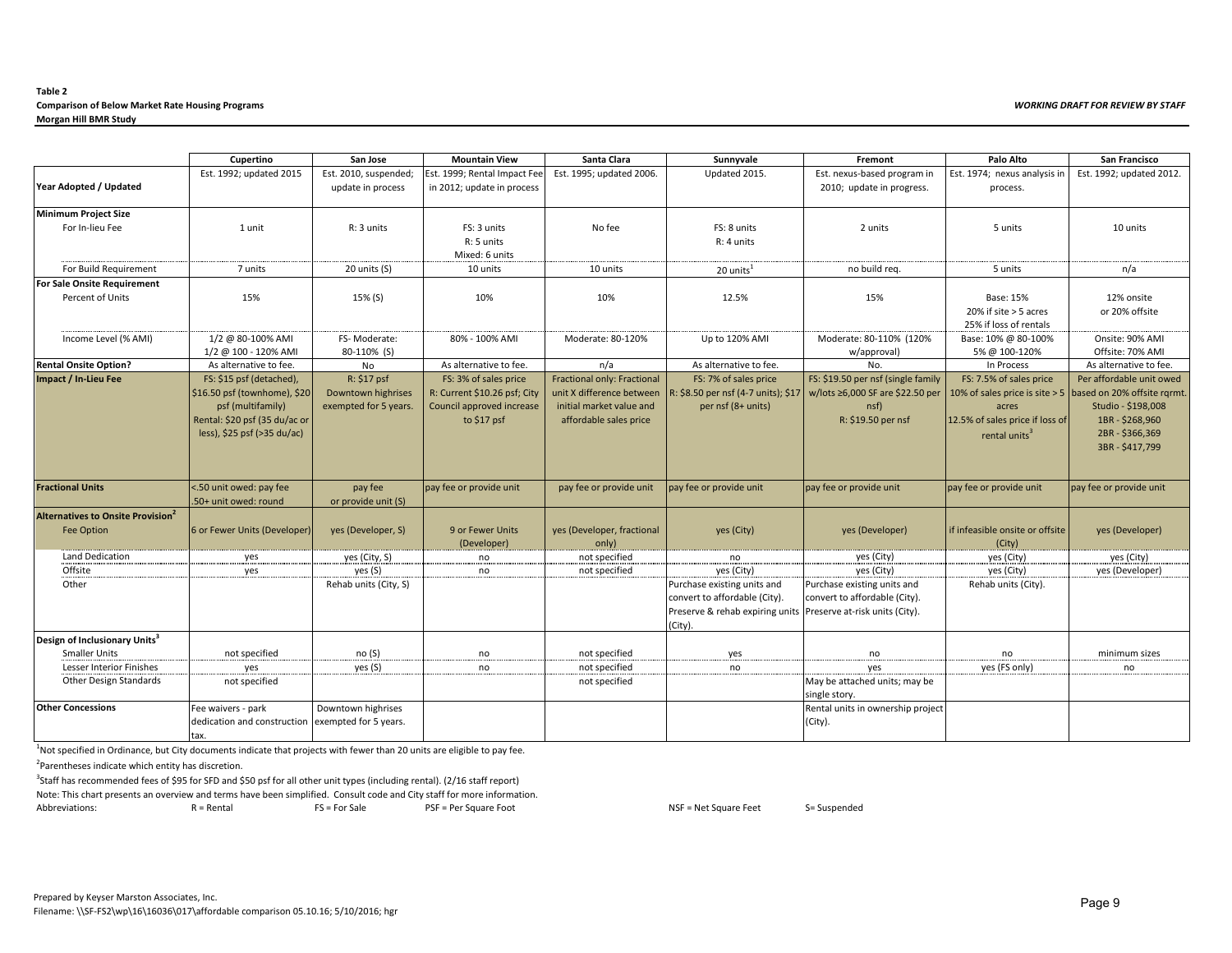**Table 2**
**Comparison of Below Market Rate Housing Programs**
**Morgan Hill BMR Study**

*WORKING DRAFT FOR REVIEW BY STAFF*

| | Cupertino | San Jose | Mountain View | Santa Clara | Sunnyvale | Fremont | Palo Alto | San Francisco |
|---|---|---|---|---|---|---|---|---|
| **Year Adopted / Updated** | Est. 1992; updated 2015 | Est. 2010, suspended; update in process | Est. 1999; Rental Impact Fee in 2012; update in process | Est. 1995; updated 2006. | Updated 2015. | Est. nexus-based program in 2010; update in progress. | Est. 1974; nexus analysis in process. | Est. 1992; updated 2012. |
| **Minimum Project Size** | | | | | | | | |
| For In-lieu Fee | 1 unit | R: 3 units | FS: 3 units<br>R: 5 units<br>Mixed: 6 units | No fee | FS: 8 units<br>R: 4 units | 2 units | 5 units | 10 units |
| For Build Requirement | 7 units | 20 units (S) | 10 units | 10 units | 20 units[1] | no build req. | 5 units | n/a |
| **For Sale Onsite Requirement** | | | | | | | | |
| Percent of Units | 15% | 15% (S) | 10% | 10% | 12.5% | 15% | Base: 15%<br>20% if site > 5 acres<br>25% if loss of rentals | 12% onsite<br>or 20% offsite |
| Income Level (% AMI) | 1/2 @ 80-100% AMI<br>1/2 @ 100 - 120% AMI | FS- Moderate:<br>80-110% (S) | 80% - 100% AMI | Moderate: 80-120% | Up to 120% AMI | Moderate: 80-110% (120% w/approval) | Base: 10% @ 80-100%<br>5% @ 100-120% | Onsite: 90% AMI<br>Offsite: 70% AMI |
| **Rental Onsite Option?** | As alternative to fee. | No | As alternative to fee. | n/a | As alternative to fee. | No. | In Process | As alternative to fee. |
| **Impact / In-Lieu Fee** | FS: $15 psf (detached), $16.50 psf (townhome), $20 psf (multifamily)<br>Rental: $20 psf (35 du/ac or less), $25 psf (>35 du/ac) | R: $17 psf<br>Downtown highrises exempted for 5 years. | FS: 3% of sales price<br>R: Current $10.26 psf; City Council approved increase to $17 psf | Fractional only: Fractional unit X difference between initial market value and affordable sales price | FS: 7% of sales price<br>R: $8.50 per nsf (4-7 units); $17 per nsf (8+ units) | FS: $19.50 per nsf (single family w/lots ≥6,000 SF are $22.50 per nsf)<br>R: $19.50 per nsf | FS: 7.5% of sales price<br>10% of sales price is site > 5 acres<br>12.5% of sales price if loss of rental units[3] | Per affordable unit owed based on 20% offsite rqrmt.<br>Studio - $198,008<br>1BR - $268,960<br>2BR - $366,369<br>3BR - $417,799 |
| **Fractional Units** | <.50 unit owed: pay fee<br>.50+ unit owed: round | pay fee<br>or provide unit (S) | pay fee or provide unit | pay fee or provide unit | pay fee or provide unit | pay fee or provide unit | pay fee or provide unit | pay fee or provide unit |
| **Alternatives to Onsite Provision[2]** | | | | | | | | |
| Fee Option | 6 or Fewer Units (Developer) | yes (Developer, S) | 9 or Fewer Units (Developer) | yes (Developer, fractional only) | yes (City) | yes (Developer) | if infeasible onsite or offsite (City) | yes (Developer) |
| Land Dedication | yes | yes (City, S) | no | not specified | no | yes (City) | yes (City) | yes (City) |
| Offsite | yes | yes (S) | no | not specified | yes (City) | yes (City) | yes (City) | yes (Developer) |
| Other | | Rehab units (City, S) | | | Purchase existing units and convert to affordable (City).<br>Preserve & rehab expiring units (City). | Purchase existing units and convert to affordable (City).<br>Preserve at-risk units (City). | Rehab units (City). | |
| **Design of Inclusionary Units[3]** | | | | | | | | |
| Smaller Units | not specified | no (S) | no | not specified | yes | no | no | minimum sizes |
| Lesser Interior Finishes | yes | yes (S) | no | not specified | no | yes | yes (FS only) | no |
| Other Design Standards | not specified | | | not specified | | May be attached units; may be single story. | | |
| **Other Concessions** | Fee waivers - park dedication and construction tax. | Downtown highrises exempted for 5 years. | | | | Rental units in ownership project (City). | | |

[1]Not specified in Ordinance, but City documents indicate that projects with fewer than 20 units are eligible to pay fee.

[2]Parentheses indicate which entity has discretion.

[3]Staff has recommended fees of $95 for SFD and $50 psf for all other unit types (including rental). (2/16 staff report)

Note: This chart presents an overview and terms have been simplified. Consult code and City staff for more information.

Abbreviations: R = Rental; FS = For Sale; PSF = Per Square Foot; NSF = Net Square Feet; S= Suspended

Prepared by Keyser Marston Associates, Inc.
Filename: \\SF-FS2\wp\16\16036\017\affordable comparison 05.10.16; 5/10/2016; hgr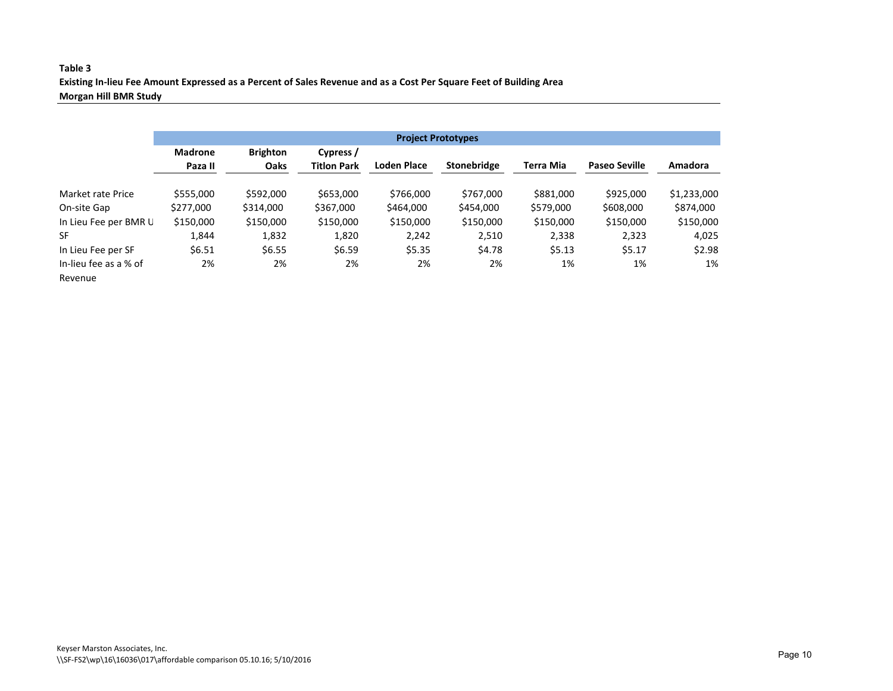**Table 3**
**Existing In-lieu Fee Amount Expressed as a Percent of Sales Revenue and as a Cost Per Square Feet of Building Area**
**Morgan Hill BMR Study**

| | **Project Prototypes** | | | | | | | |
|---|---|---|---|---|---|---|---|---|
| | **Madrone Paza II** | **Brighton Oaks** | **Cypress / Titlon Park** | **Loden Place** | **Stonebridge** | **Terra Mia** | **Paseo Seville** | **Amadora** |
| Market rate Price | $555,000 | $592,000 | $653,000 | $766,000 | $767,000 | $881,000 | $925,000 | $1,233,000 |
| On-site Gap | $277,000 | $314,000 | $367,000 | $464,000 | $454,000 | $579,000 | $608,000 | $874,000 |
| In Lieu Fee per BMR U | $150,000 | $150,000 | $150,000 | $150,000 | $150,000 | $150,000 | $150,000 | $150,000 |
| SF | 1,844 | 1,832 | 1,820 | 2,242 | 2,510 | 2,338 | 2,323 | 4,025 |
| In Lieu Fee per SF | $6.51 | $6.55 | $6.59 | $5.35 | $4.78 | $5.13 | $5.17 | $2.98 |
| In-lieu fee as a % of Revenue | 2% | 2% | 2% | 2% | 2% | 1% | 1% | 1% |

Keyser Marston Associates, Inc.
\\SF-FS2\wp\16\16036\017\affordable comparison 05.10.16; 5/10/2016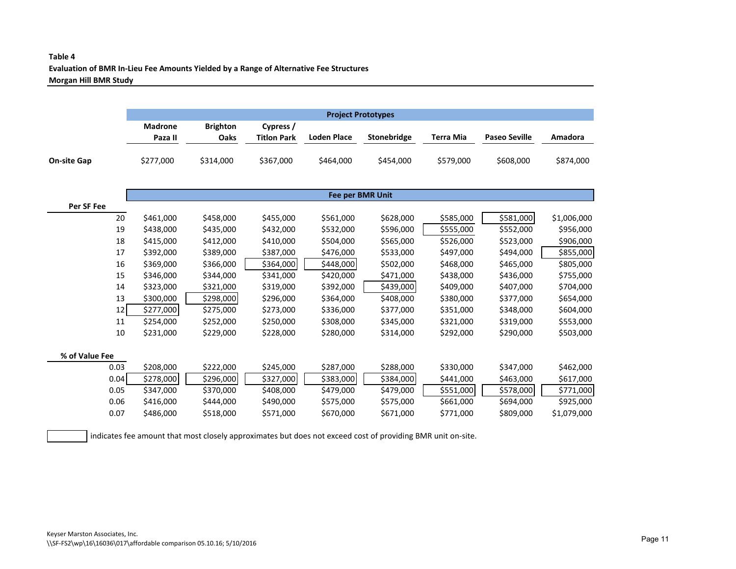**Table 4**
**Evaluation of BMR In-Lieu Fee Amounts Yielded by a Range of Alternative Fee Structures**
**Morgan Hill BMR Study**

| | Project Prototypes | | | | | | | |
|---|---|---|---|---|---|---|---|---|
| | **Madrone Paza II** | **Brighton Oaks** | **Cypress / Titlon Park** | **Loden Place** | **Stonebridge** | **Terra Mia** | **Paseo Seville** | **Amadora** |
| **On-site Gap** | $277,000 | $314,000 | $367,000 | $464,000 | $454,000 | $579,000 | $608,000 | $874,000 |
| | **Fee per BMR Unit** | | | | | | | |
| **Per SF Fee** | | | | | | | | |
| 20 | $461,000 | $458,000 | $455,000 | $561,000 | $628,000 | $585,000 | **[$581,000]** | $1,006,000 |
| 19 | $438,000 | $435,000 | $432,000 | $532,000 | $596,000 | **[$555,000]** | $552,000 | $956,000 |
| 18 | $415,000 | $412,000 | $410,000 | $504,000 | $565,000 | $526,000 | $523,000 | $906,000 |
| 17 | $392,000 | $389,000 | $387,000 | $476,000 | $533,000 | $497,000 | $494,000 | **[$855,000]** |
| 16 | $369,000 | $366,000 | **[$364,000]** | **[$448,000]** | $502,000 | $468,000 | $465,000 | $805,000 |
| 15 | $346,000 | $344,000 | $341,000 | $420,000 | $471,000 | $438,000 | $436,000 | $755,000 |
| 14 | $323,000 | $321,000 | $319,000 | $392,000 | **[$439,000]** | $409,000 | $407,000 | $704,000 |
| 13 | $300,000 | **[$298,000]** | $296,000 | $364,000 | $408,000 | $380,000 | $377,000 | $654,000 |
| 12 | **[$277,000]** | $275,000 | $273,000 | $336,000 | $377,000 | $351,000 | $348,000 | $604,000 |
| 11 | $254,000 | $252,000 | $250,000 | $308,000 | $345,000 | $321,000 | $319,000 | $553,000 |
| 10 | $231,000 | $229,000 | $228,000 | $280,000 | $314,000 | $292,000 | $290,000 | $503,000 |
| **% of Value Fee** | | | | | | | | |
| 0.03 | $208,000 | $222,000 | $245,000 | $287,000 | $288,000 | $330,000 | $347,000 | $462,000 |
| 0.04 | **[$278,000]** | **[$296,000]** | **[$327,000]** | **[$383,000]** | **[$384,000]** | $441,000 | $463,000 | $617,000 |
| 0.05 | $347,000 | $370,000 | $408,000 | $479,000 | $479,000 | **[$551,000]** | **[$578,000]** | **[$771,000]** |
| 0.06 | $416,000 | $444,000 | $490,000 | $575,000 | $575,000 | $661,000 | $694,000 | $925,000 |
| 0.07 | $486,000 | $518,000 | $571,000 | $670,000 | $671,000 | $771,000 | $809,000 | $1,079,000 |

[ ] indicates fee amount that most closely approximates but does not exceed cost of providing BMR unit on-site.

Keyser Marston Associates, Inc.
\\SF-FS2\wp\16\16036\017\affordable comparison 05.10.16; 5/10/2016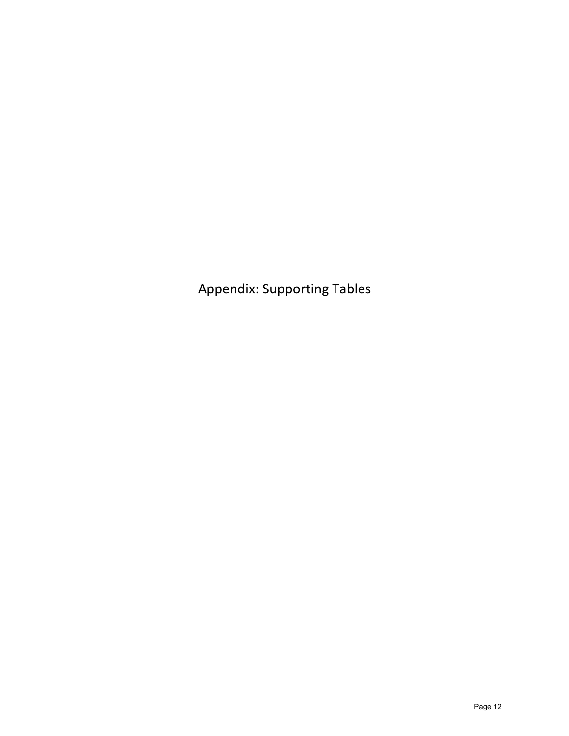# Appendix: Supporting Tables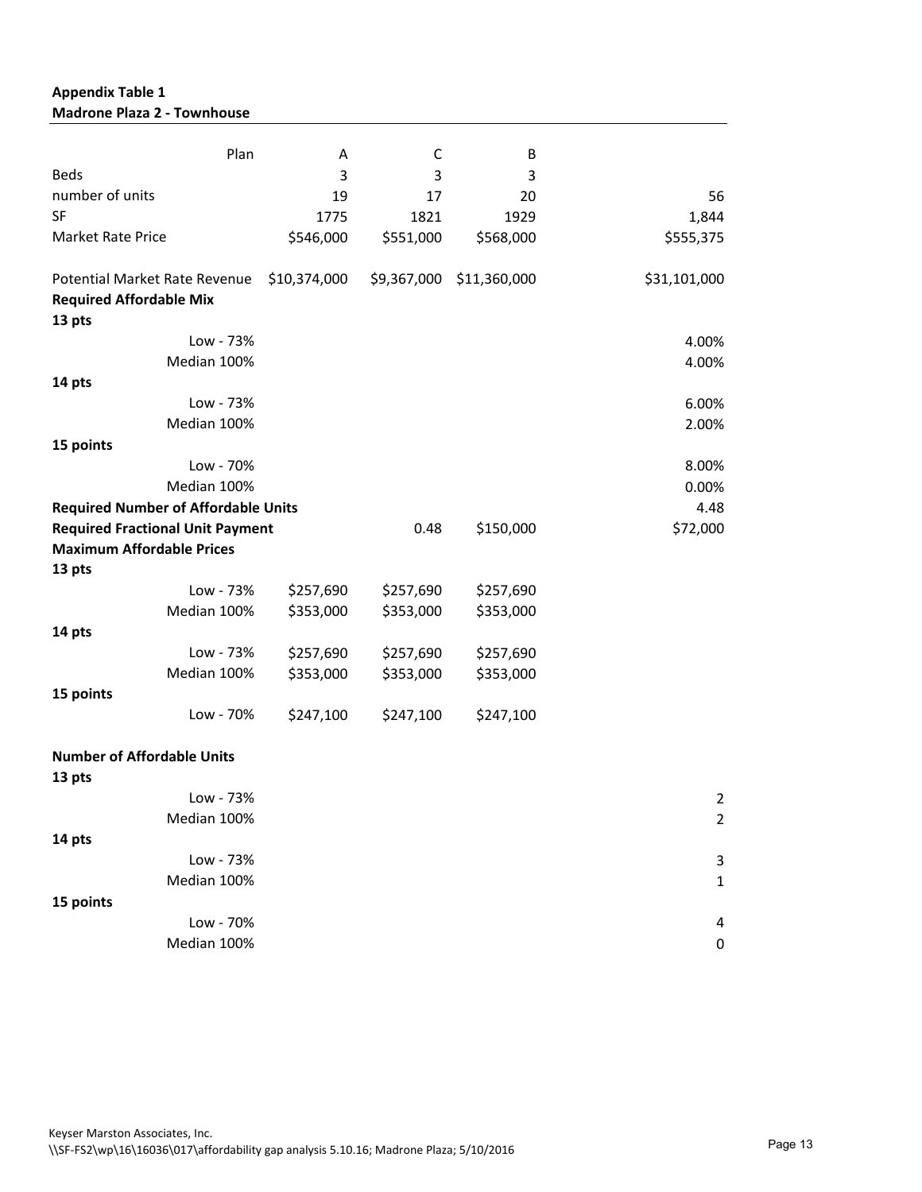**Appendix Table 1**
**Madrone Plaza 2 - Townhouse**

| Plan | A | C | B | |
|---|---|---|---|---|
| Beds | 3 | 3 | 3 | |
| number of units | 19 | 17 | 20 | 56 |
| SF | 1775 | 1821 | 1929 | 1,844 |
| Market Rate Price | $546,000 | $551,000 | $568,000 | $555,375 |
| | | | | |
| Potential Market Rate Revenue | $10,374,000 | $9,367,000 | $11,360,000 | $31,101,000 |
| **Required Affordable Mix** | | | | |
| **13 pts** | | | | |
| Low - 73% | | | | 4.00% |
| Median 100% | | | | 4.00% |
| **14 pts** | | | | |
| Low - 73% | | | | 6.00% |
| Median 100% | | | | 2.00% |
| **15 points** | | | | |
| Low - 70% | | | | 8.00% |
| Median 100% | | | | 0.00% |
| **Required Number of Affordable Units** | | | | 4.48 |
| **Required Fractional Unit Payment** | | 0.48 | $150,000 | $72,000 |
| **Maximum Affordable Prices** | | | | |
| **13 pts** | | | | |
| Low - 73% | $257,690 | $257,690 | $257,690 | |
| Median 100% | $353,000 | $353,000 | $353,000 | |
| **14 pts** | | | | |
| Low - 73% | $257,690 | $257,690 | $257,690 | |
| Median 100% | $353,000 | $353,000 | $353,000 | |
| **15 points** | | | | |
| Low - 70% | $247,100 | $247,100 | $247,100 | |
| | | | | |
| **Number of Affordable Units** | | | | |
| **13 pts** | | | | |
| Low - 73% | | | | 2 |
| Median 100% | | | | 2 |
| **14 pts** | | | | |
| Low - 73% | | | | 3 |
| Median 100% | | | | 1 |
| **15 points** | | | | |
| Low - 70% | | | | 4 |
| Median 100% | | | | 0 |

Keyser Marston Associates, Inc.
\\SF-FS2\wp\16\16036\017\affordability gap analysis 5.10.16; Madrone Plaza; 5/10/2016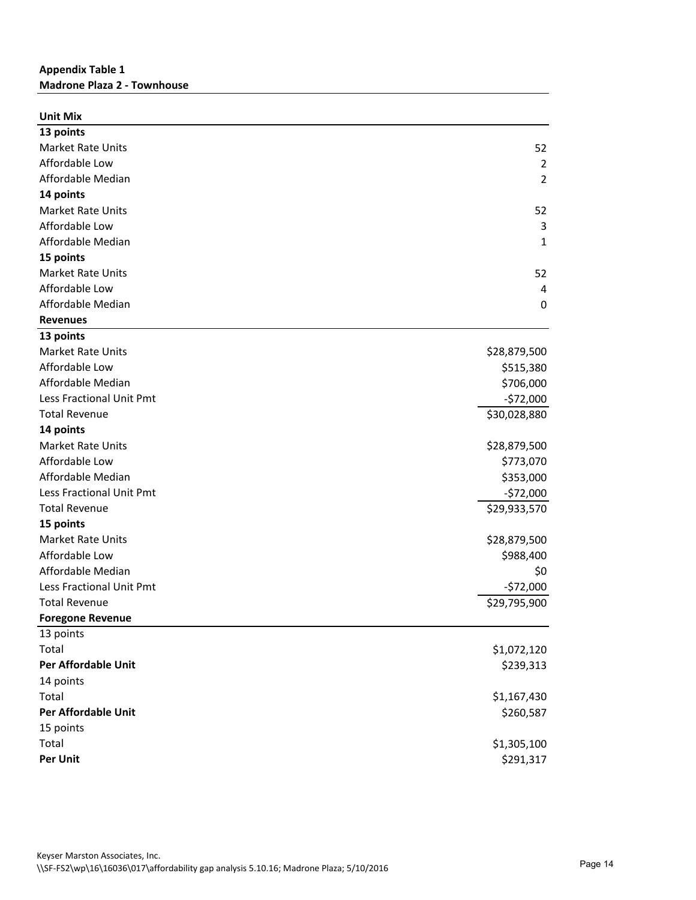**Appendix Table 1**
**Madrone Plaza 2 - Townhouse**

| **Unit Mix** | |
|---|---|
| **13 points** | |
| Market Rate Units | 52 |
| Affordable Low | 2 |
| Affordable Median | 2 |
| **14 points** | |
| Market Rate Units | 52 |
| Affordable Low | 3 |
| Affordable Median | 1 |
| **15 points** | |
| Market Rate Units | 52 |
| Affordable Low | 4 |
| Affordable Median | 0 |
| **Revenues** | |
| **13 points** | |
| Market Rate Units | $28,879,500 |
| Affordable Low | $515,380 |
| Affordable Median | $706,000 |
| Less Fractional Unit Pmt | -$72,000 |
| Total Revenue | $30,028,880 |
| **14 points** | |
| Market Rate Units | $28,879,500 |
| Affordable Low | $773,070 |
| Affordable Median | $353,000 |
| Less Fractional Unit Pmt | -$72,000 |
| Total Revenue | $29,933,570 |
| **15 points** | |
| Market Rate Units | $28,879,500 |
| Affordable Low | $988,400 |
| Affordable Median | $0 |
| Less Fractional Unit Pmt | -$72,000 |
| Total Revenue | $29,795,900 |
| **Foregone Revenue** | |
| 13 points | |
| Total | $1,072,120 |
| **Per Affordable Unit** | $239,313 |
| 14 points | |
| Total | $1,167,430 |
| **Per Affordable Unit** | $260,587 |
| 15 points | |
| Total | $1,305,100 |
| **Per Unit** | $291,317 |

Keyser Marston Associates, Inc.
\\SF-FS2\wp\16\16036\017\affordability gap analysis 5.10.16; Madrone Plaza; 5/10/2016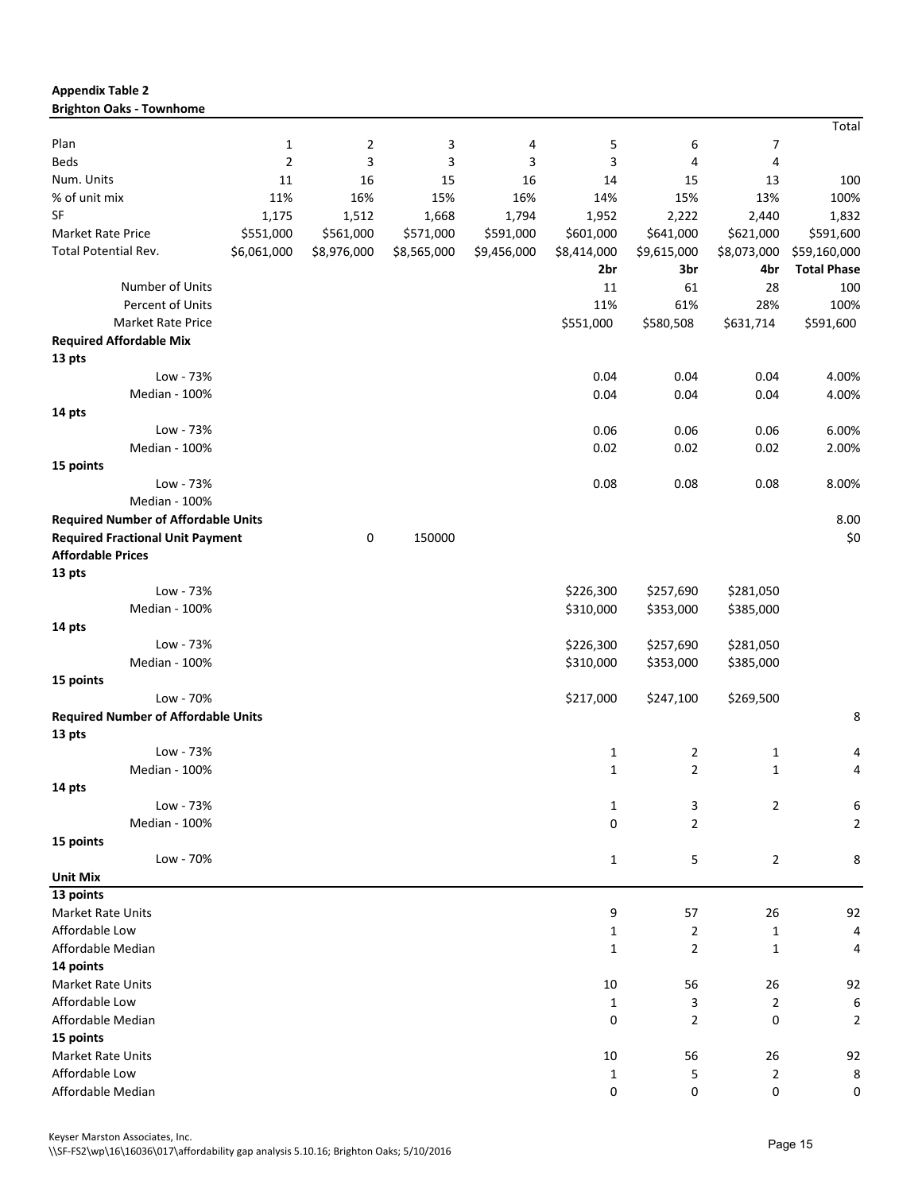**Appendix Table 2**
**Brighton Oaks - Townhome**

| | | | | | | | | Total |
|---|---|---|---|---|---|---|---|---|
| Plan | 1 | 2 | 3 | 4 | 5 | 6 | 7 | |
| Beds | 2 | 3 | 3 | 3 | 3 | 4 | 4 | |
| Num. Units | 11 | 16 | 15 | 16 | 14 | 15 | 13 | 100 |
| % of unit mix | 11% | 16% | 15% | 16% | 14% | 15% | 13% | 100% |
| SF | 1,175 | 1,512 | 1,668 | 1,794 | 1,952 | 2,222 | 2,440 | 1,832 |
| Market Rate Price | $551,000 | $561,000 | $571,000 | $591,000 | $601,000 | $641,000 | $621,000 | $591,600 |
| Total Potential Rev. | $6,061,000 | $8,976,000 | $8,565,000 | $9,456,000 | $8,414,000 | $9,615,000 | $8,073,000 | $59,160,000 |
| | | | | | **2br** | **3br** | **4br** | **Total Phase** |
| Number of Units | | | | | 11 | 61 | 28 | 100 |
| Percent of Units | | | | | 11% | 61% | 28% | 100% |
| Market Rate Price | | | | | $551,000 | $580,508 | $631,714 | $591,600 |
| **Required Affordable Mix** | | | | | | | | |
| **13 pts** | | | | | | | | |
| Low - 73% | | | | | 0.04 | 0.04 | 0.04 | 4.00% |
| Median - 100% | | | | | 0.04 | 0.04 | 0.04 | 4.00% |
| **14 pts** | | | | | | | | |
| Low - 73% | | | | | 0.06 | 0.06 | 0.06 | 6.00% |
| Median - 100% | | | | | 0.02 | 0.02 | 0.02 | 2.00% |
| **15 points** | | | | | | | | |
| Low - 73% | | | | | 0.08 | 0.08 | 0.08 | 8.00% |
| Median - 100% | | | | | | | | |
| **Required Number of Affordable Units** | | | | | | | | 8.00 |
| **Required Fractional Unit Payment** | | 0 | 150000 | | | | | $0 |
| **Affordable Prices** | | | | | | | | |
| **13 pts** | | | | | | | | |
| Low - 73% | | | | | $226,300 | $257,690 | $281,050 | |
| Median - 100% | | | | | $310,000 | $353,000 | $385,000 | |
| **14 pts** | | | | | | | | |
| Low - 73% | | | | | $226,300 | $257,690 | $281,050 | |
| Median - 100% | | | | | $310,000 | $353,000 | $385,000 | |
| **15 points** | | | | | | | | |
| Low - 70% | | | | | $217,000 | $247,100 | $269,500 | |
| **Required Number of Affordable Units** | | | | | | | | 8 |
| **13 pts** | | | | | | | | |
| Low - 73% | | | | | 1 | 2 | 1 | 4 |
| Median - 100% | | | | | 1 | 2 | 1 | 4 |
| **14 pts** | | | | | | | | |
| Low - 73% | | | | | 1 | 3 | 2 | 6 |
| Median - 100% | | | | | 0 | 2 | | 2 |
| **15 points** | | | | | | | | |
| Low - 70% | | | | | 1 | 5 | 2 | 8 |
| **Unit Mix** | | | | | | | | |
| **13 points** | | | | | | | | |
| Market Rate Units | | | | | 9 | 57 | 26 | 92 |
| Affordable Low | | | | | 1 | 2 | 1 | 4 |
| Affordable Median | | | | | 1 | 2 | 1 | 4 |
| **14 points** | | | | | | | | |
| Market Rate Units | | | | | 10 | 56 | 26 | 92 |
| Affordable Low | | | | | 1 | 3 | 2 | 6 |
| Affordable Median | | | | | 0 | 2 | 0 | 2 |
| **15 points** | | | | | | | | |
| Market Rate Units | | | | | 10 | 56 | 26 | 92 |
| Affordable Low | | | | | 1 | 5 | 2 | 8 |
| Affordable Median | | | | | 0 | 0 | 0 | 0 |

Keyser Marston Associates, Inc.
\\SF-FS2\wp\16\16036\017\affordability gap analysis 5.10.16; Brighton Oaks; 5/10/2016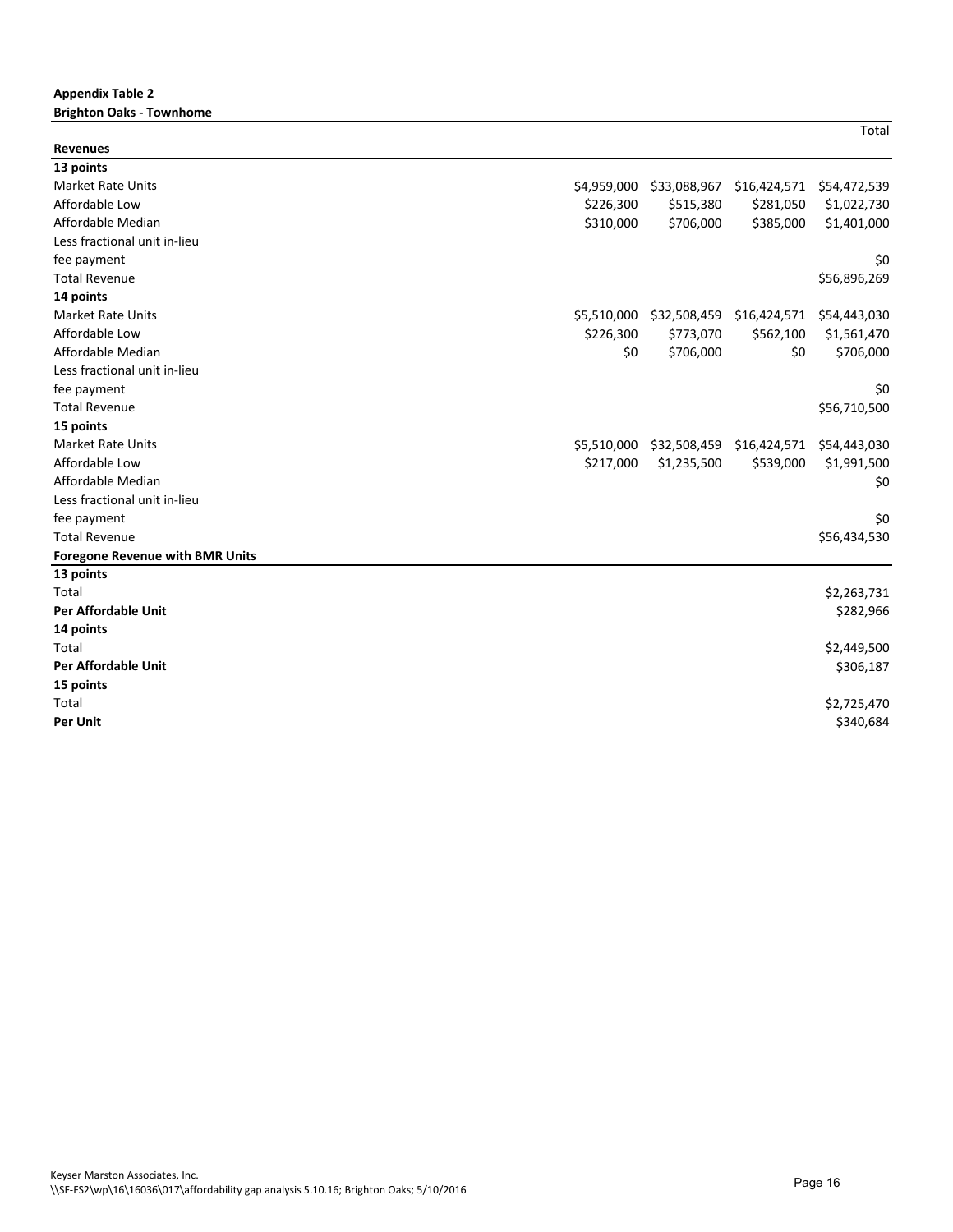**Appendix Table 2**
**Brighton Oaks - Townhome**

| | | | | Total |
|---|---|---|---|---|
| **Revenues** | | | | |
| **13 points** | | | | |
| Market Rate Units | $4,959,000 | $33,088,967 | $16,424,571 | $54,472,539 |
| Affordable Low | $226,300 | $515,380 | $281,050 | $1,022,730 |
| Affordable Median | $310,000 | $706,000 | $385,000 | $1,401,000 |
| Less fractional unit in-lieu fee payment | | | | $0 |
| Total Revenue | | | | $56,896,269 |
| **14 points** | | | | |
| Market Rate Units | $5,510,000 | $32,508,459 | $16,424,571 | $54,443,030 |
| Affordable Low | $226,300 | $773,070 | $562,100 | $1,561,470 |
| Affordable Median | $0 | $706,000 | $0 | $706,000 |
| Less fractional unit in-lieu fee payment | | | | $0 |
| Total Revenue | | | | $56,710,500 |
| **15 points** | | | | |
| Market Rate Units | $5,510,000 | $32,508,459 | $16,424,571 | $54,443,030 |
| Affordable Low | $217,000 | $1,235,500 | $539,000 | $1,991,500 |
| Affordable Median | | | | $0 |
| Less fractional unit in-lieu fee payment | | | | $0 |
| Total Revenue | | | | $56,434,530 |
| **Foregone Revenue with BMR Units** | | | | |
| **13 points** | | | | |
| Total | | | | $2,263,731 |
| **Per Affordable Unit** | | | | $282,966 |
| **14 points** | | | | |
| Total | | | | $2,449,500 |
| **Per Affordable Unit** | | | | $306,187 |
| **15 points** | | | | |
| Total | | | | $2,725,470 |
| **Per Unit** | | | | $340,684 |

Keyser Marston Associates, Inc.
\\SF-FS2\wp\16\16036\017\affordability gap analysis 5.10.16; Brighton Oaks; 5/10/2016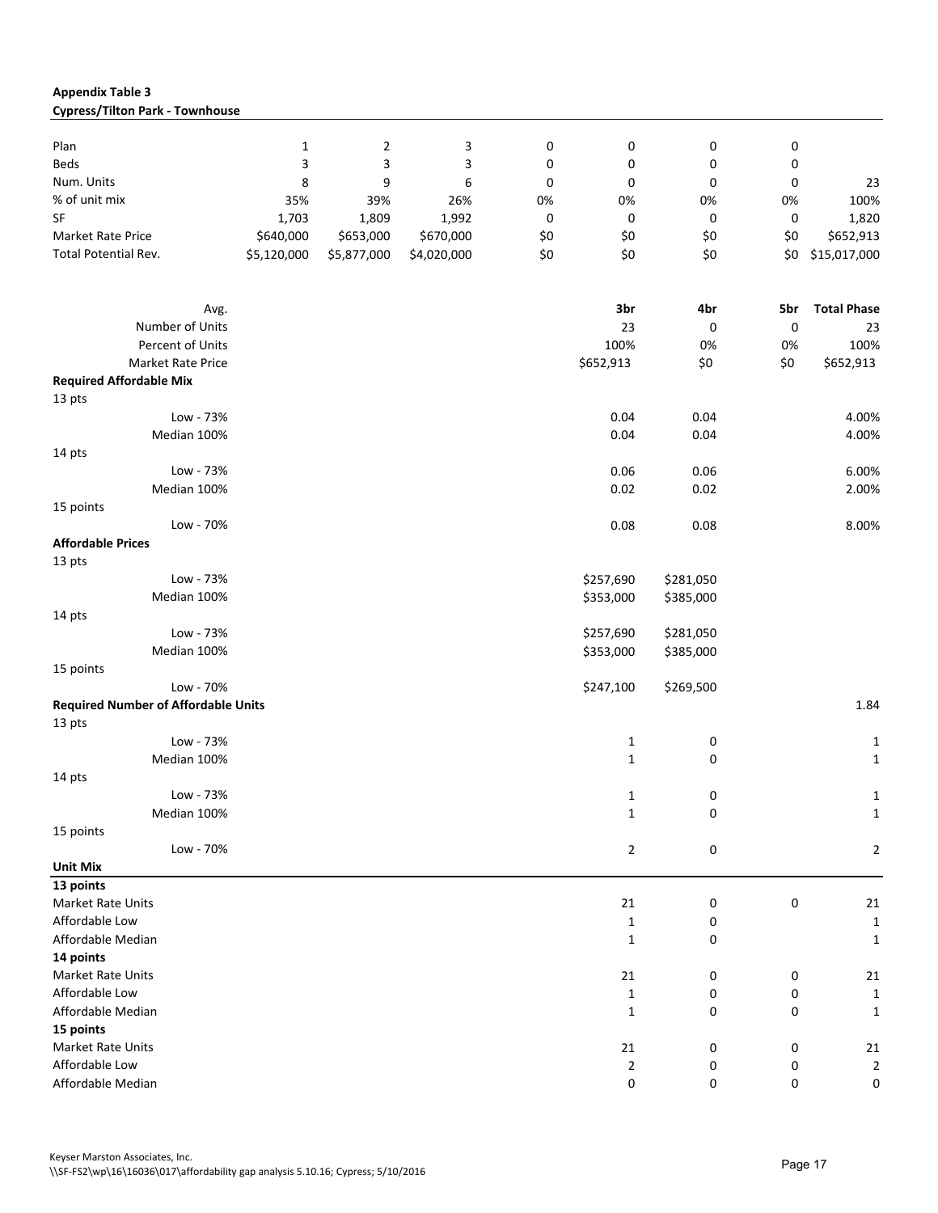**Appendix Table 3**
**Cypress/Tilton Park - Townhouse**

| Plan | 1 | 2 | 3 | 0 | 0 | 0 | 0 | |
|---|---|---|---|---|---|---|---|---|
| Beds | 3 | 3 | 3 | 0 | 0 | 0 | 0 | |
| Num. Units | 8 | 9 | 6 | 0 | 0 | 0 | 0 | 23 |
| % of unit mix | 35% | 39% | 26% | 0% | 0% | 0% | 0% | 100% |
| SF | 1,703 | 1,809 | 1,992 | 0 | 0 | 0 | 0 | 1,820 |
| Market Rate Price | $640,000 | $653,000 | $670,000 | $0 | $0 | $0 | $0 | $652,913 |
| Total Potential Rev. | $5,120,000 | $5,877,000 | $4,020,000 | $0 | $0 | $0 | $0 | $15,017,000 |

| Avg. | 3br | 4br | 5br | Total Phase |
|---|---|---|---|---|
| Number of Units | 23 | 0 | 0 | 23 |
| Percent of Units | 100% | 0% | 0% | 100% |
| Market Rate Price | $652,913 | $0 | $0 | $652,913 |
| **Required Affordable Mix** | | | | |
| 13 pts | | | | |
| Low - 73% | 0.04 | 0.04 | | 4.00% |
| Median 100% | 0.04 | 0.04 | | 4.00% |
| 14 pts | | | | |
| Low - 73% | 0.06 | 0.06 | | 6.00% |
| Median 100% | 0.02 | 0.02 | | 2.00% |
| 15 points | | | | |
| Low - 70% | 0.08 | 0.08 | | 8.00% |
| **Affordable Prices** | | | | |
| 13 pts | | | | |
| Low - 73% | $257,690 | $281,050 | | |
| Median 100% | $353,000 | $385,000 | | |
| 14 pts | | | | |
| Low - 73% | $257,690 | $281,050 | | |
| Median 100% | $353,000 | $385,000 | | |
| 15 points | | | | |
| Low - 70% | $247,100 | $269,500 | | |
| **Required Number of Affordable Units** | | | | 1.84 |
| 13 pts | | | | |
| Low - 73% | 1 | 0 | | 1 |
| Median 100% | 1 | 0 | | 1 |
| 14 pts | | | | |
| Low - 73% | 1 | 0 | | 1 |
| Median 100% | 1 | 0 | | 1 |
| 15 points | | | | |
| Low - 70% | 2 | 0 | | 2 |
| **Unit Mix** | | | | |
| **13 points** | | | | |
| Market Rate Units | 21 | 0 | 0 | 21 |
| Affordable Low | 1 | 0 | | 1 |
| Affordable Median | 1 | 0 | | 1 |
| **14 points** | | | | |
| Market Rate Units | 21 | 0 | 0 | 21 |
| Affordable Low | 1 | 0 | 0 | 1 |
| Affordable Median | 1 | 0 | 0 | 1 |
| **15 points** | | | | |
| Market Rate Units | 21 | 0 | 0 | 21 |
| Affordable Low | 2 | 0 | 0 | 2 |
| Affordable Median | 0 | 0 | 0 | 0 |

Keyser Marston Associates, Inc.
\\SF-FS2\wp\16\16036\017\affordability gap analysis 5.10.16; Cypress; 5/10/2016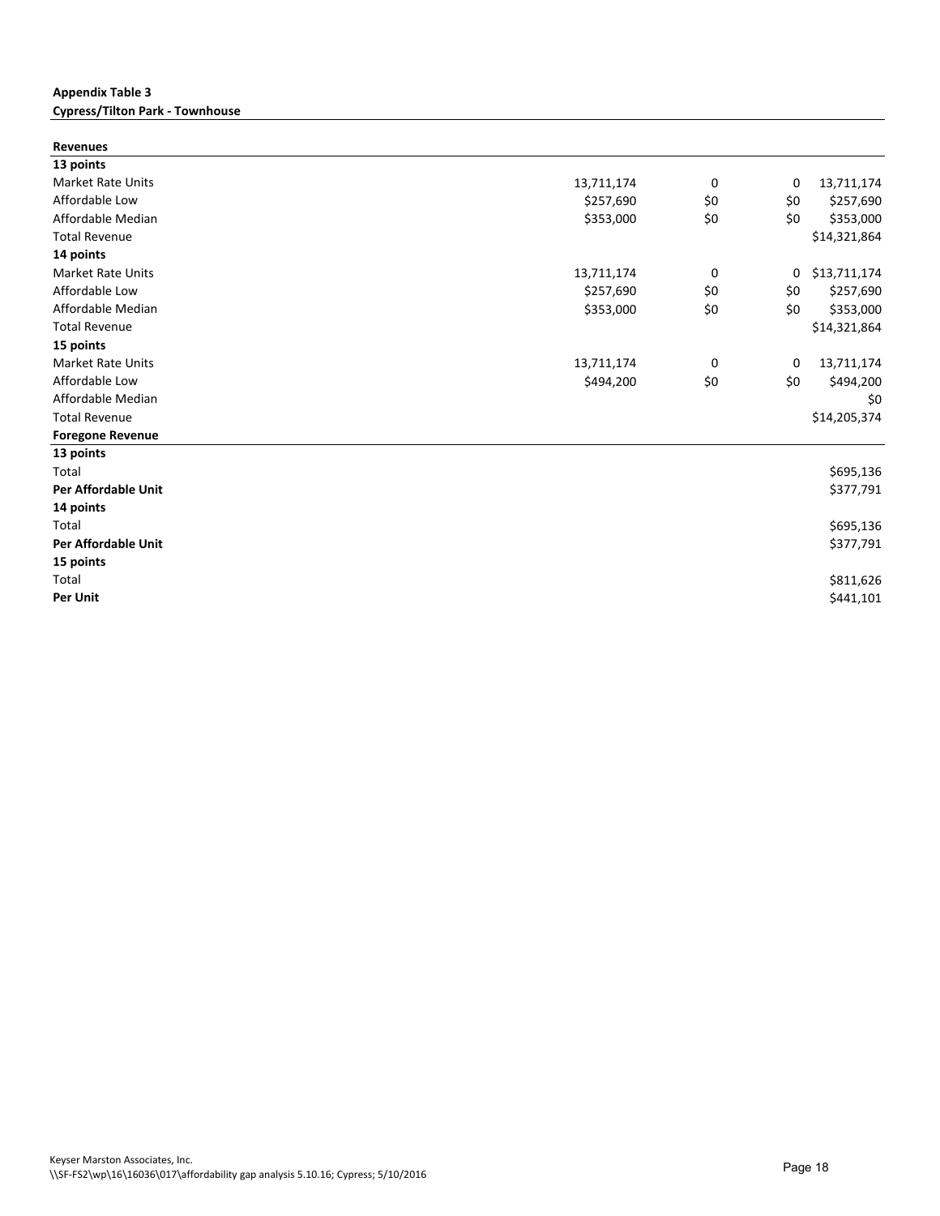**Appendix Table 3**
**Cypress/Tilton Park - Townhouse**

| **Revenues** | | | | |
|---|---|---|---|---|
| **13 points** | | | | |
| Market Rate Units | 13,711,174 | 0 | 0 | 13,711,174 |
| Affordable Low | \$257,690 | \$0 | \$0 | \$257,690 |
| Affordable Median | \$353,000 | \$0 | \$0 | \$353,000 |
| Total Revenue | | | | \$14,321,864 |
| **14 points** | | | | |
| Market Rate Units | 13,711,174 | 0 | 0 | \$13,711,174 |
| Affordable Low | \$257,690 | \$0 | \$0 | \$257,690 |
| Affordable Median | \$353,000 | \$0 | \$0 | \$353,000 |
| Total Revenue | | | | \$14,321,864 |
| **15 points** | | | | |
| Market Rate Units | 13,711,174 | 0 | 0 | 13,711,174 |
| Affordable Low | \$494,200 | \$0 | \$0 | \$494,200 |
| Affordable Median | | | | \$0 |
| Total Revenue | | | | \$14,205,374 |
| **Foregone Revenue** | | | | |
| **13 points** | | | | |
| Total | | | | \$695,136 |
| **Per Affordable Unit** | | | | \$377,791 |
| **14 points** | | | | |
| Total | | | | \$695,136 |
| **Per Affordable Unit** | | | | \$377,791 |
| **15 points** | | | | |
| Total | | | | \$811,626 |
| **Per Unit** | | | | \$441,101 |

Keyser Marston Associates, Inc.
\\SF-FS2\wp\16\16036\017\affordability gap analysis 5.10.16; Cypress; 5/10/2016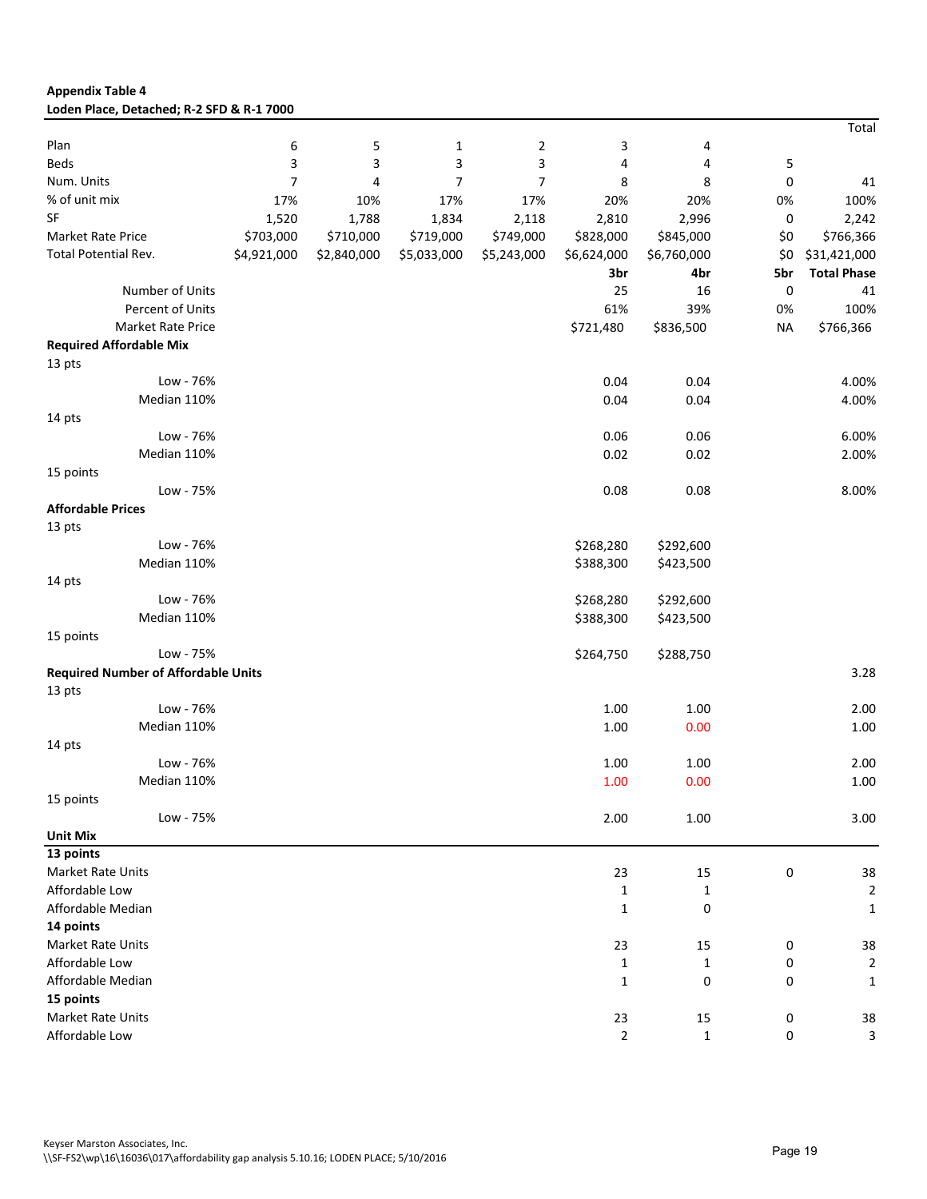**Appendix Table 4**
**Loden Place, Detached; R-2 SFD & R-1 7000**

| | | | | | | | | Total |
|---|---|---|---|---|---|---|---|---|
| Plan | 6 | 5 | 1 | 2 | 3 | 4 | | |
| Beds | 3 | 3 | 3 | 3 | 4 | 4 | 5 | |
| Num. Units | 7 | 4 | 7 | 7 | 8 | 8 | 0 | 41 |
| % of unit mix | 17% | 10% | 17% | 17% | 20% | 20% | 0% | 100% |
| SF | 1,520 | 1,788 | 1,834 | 2,118 | 2,810 | 2,996 | 0 | 2,242 |
| Market Rate Price | $703,000 | $710,000 | $719,000 | $749,000 | $828,000 | $845,000 | $0 | $766,366 |
| Total Potential Rev. | $4,921,000 | $2,840,000 | $5,033,000 | $5,243,000 | $6,624,000 | $6,760,000 | $0 | $31,421,000 |
| | | | | | **3br** | **4br** | **5br** | **Total Phase** |
| Number of Units | | | | | 25 | 16 | 0 | 41 |
| Percent of Units | | | | | 61% | 39% | 0% | 100% |
| Market Rate Price | | | | | $721,480 | $836,500 | NA | $766,366 |
| **Required Affordable Mix** | | | | | | | | |
| 13 pts | | | | | | | | |
| Low - 76% | | | | | 0.04 | 0.04 | | 4.00% |
| Median 110% | | | | | 0.04 | 0.04 | | 4.00% |
| 14 pts | | | | | | | | |
| Low - 76% | | | | | 0.06 | 0.06 | | 6.00% |
| Median 110% | | | | | 0.02 | 0.02 | | 2.00% |
| 15 points | | | | | | | | |
| Low - 75% | | | | | 0.08 | 0.08 | | 8.00% |
| **Affordable Prices** | | | | | | | | |
| 13 pts | | | | | | | | |
| Low - 76% | | | | | $268,280 | $292,600 | | |
| Median 110% | | | | | $388,300 | $423,500 | | |
| 14 pts | | | | | | | | |
| Low - 76% | | | | | $268,280 | $292,600 | | |
| Median 110% | | | | | $388,300 | $423,500 | | |
| 15 points | | | | | | | | |
| Low - 75% | | | | | $264,750 | $288,750 | | |
| **Required Number of Affordable Units** | | | | | | | | 3.28 |
| 13 pts | | | | | | | | |
| Low - 76% | | | | | 1.00 | 1.00 | | 2.00 |
| Median 110% | | | | | 1.00 | 0.00 | | 1.00 |
| 14 pts | | | | | | | | |
| Low - 76% | | | | | 1.00 | 1.00 | | 2.00 |
| Median 110% | | | | | 1.00 | 0.00 | | 1.00 |
| 15 points | | | | | | | | |
| Low - 75% | | | | | 2.00 | 1.00 | | 3.00 |
| **Unit Mix** | | | | | | | | |
| **13 points** | | | | | | | | |
| Market Rate Units | | | | | 23 | 15 | 0 | 38 |
| Affordable Low | | | | | 1 | 1 | | 2 |
| Affordable Median | | | | | 1 | 0 | | 1 |
| **14 points** | | | | | | | | |
| Market Rate Units | | | | | 23 | 15 | 0 | 38 |
| Affordable Low | | | | | 1 | 1 | 0 | 2 |
| Affordable Median | | | | | 1 | 0 | 0 | 1 |
| **15 points** | | | | | | | | |
| Market Rate Units | | | | | 23 | 15 | 0 | 38 |
| Affordable Low | | | | | 2 | 1 | 0 | 3 |

Keyser Marston Associates, Inc.
\\SF-FS2\wp\16\16036\017\affordability gap analysis 5.10.16; LODEN PLACE; 5/10/2016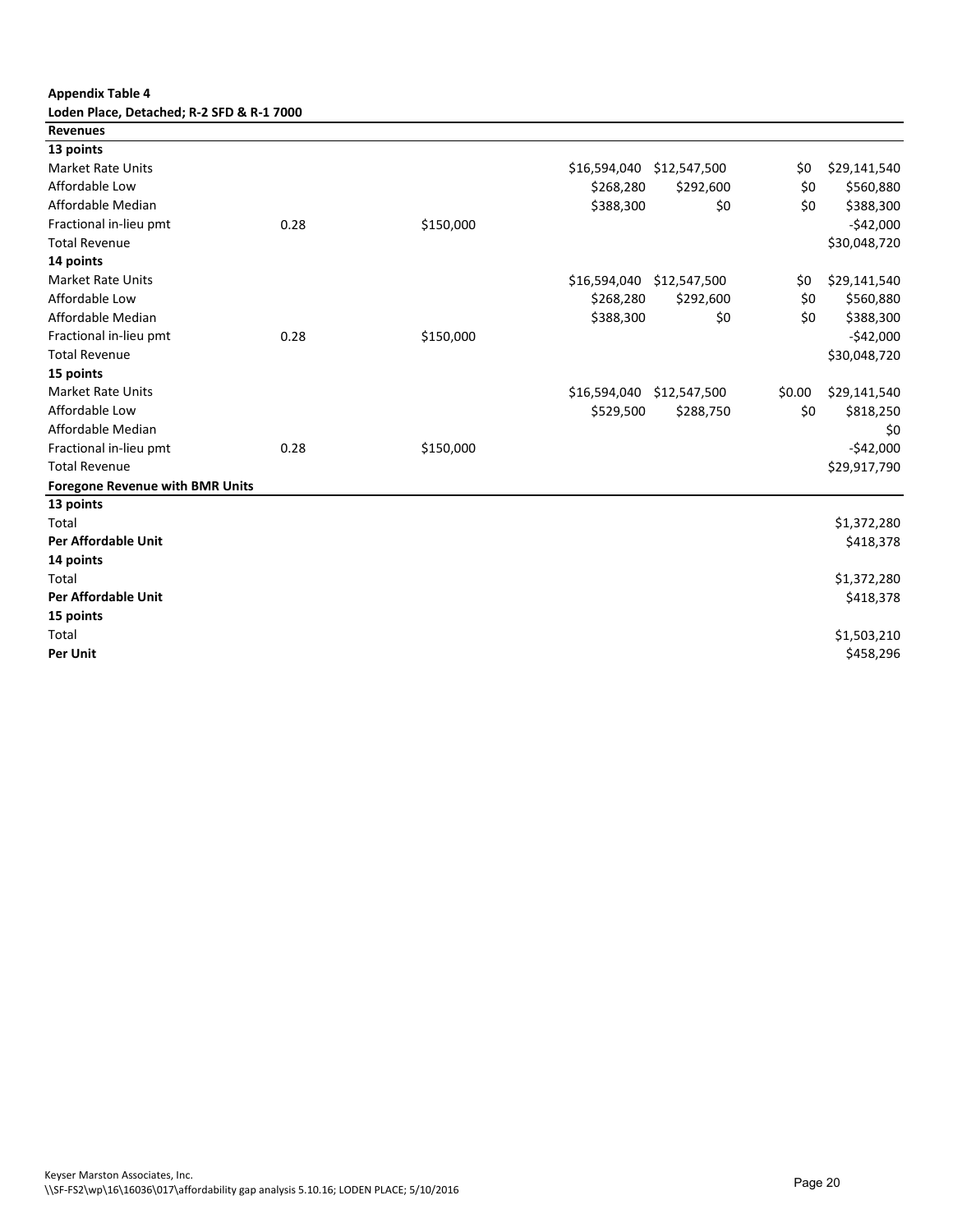**Appendix Table 4**

**Loden Place, Detached; R-2 SFD & R-1 7000**

| **Revenues** | | | | | | |
|---|---|---|---|---|---|---|
| **13 points** | | | | | | |
| Market Rate Units | | | $16,594,040 | $12,547,500 | $0 | $29,141,540 |
| Affordable Low | | | $268,280 | $292,600 | $0 | $560,880 |
| Affordable Median | | | $388,300 | $0 | $0 | $388,300 |
| Fractional in-lieu pmt | 0.28 | $150,000 | | | | -$42,000 |
| Total Revenue | | | | | | $30,048,720 |
| **14 points** | | | | | | |
| Market Rate Units | | | $16,594,040 | $12,547,500 | $0 | $29,141,540 |
| Affordable Low | | | $268,280 | $292,600 | $0 | $560,880 |
| Affordable Median | | | $388,300 | $0 | $0 | $388,300 |
| Fractional in-lieu pmt | 0.28 | $150,000 | | | | -$42,000 |
| Total Revenue | | | | | | $30,048,720 |
| **15 points** | | | | | | |
| Market Rate Units | | | $16,594,040 | $12,547,500 | $0.00 | $29,141,540 |
| Affordable Low | | | $529,500 | $288,750 | $0 | $818,250 |
| Affordable Median | | | | | | $0 |
| Fractional in-lieu pmt | 0.28 | $150,000 | | | | -$42,000 |
| Total Revenue | | | | | | $29,917,790 |
| **Foregone Revenue with BMR Units** | | | | | | |
| **13 points** | | | | | | |
| Total | | | | | | $1,372,280 |
| **Per Affordable Unit** | | | | | | $418,378 |
| **14 points** | | | | | | |
| Total | | | | | | $1,372,280 |
| **Per Affordable Unit** | | | | | | $418,378 |
| **15 points** | | | | | | |
| Total | | | | | | $1,503,210 |
| **Per Unit** | | | | | | $458,296 |

Keyser Marston Associates, Inc.
\\SF-FS2\wp\16\16036\017\affordability gap analysis 5.10.16; LODEN PLACE; 5/10/2016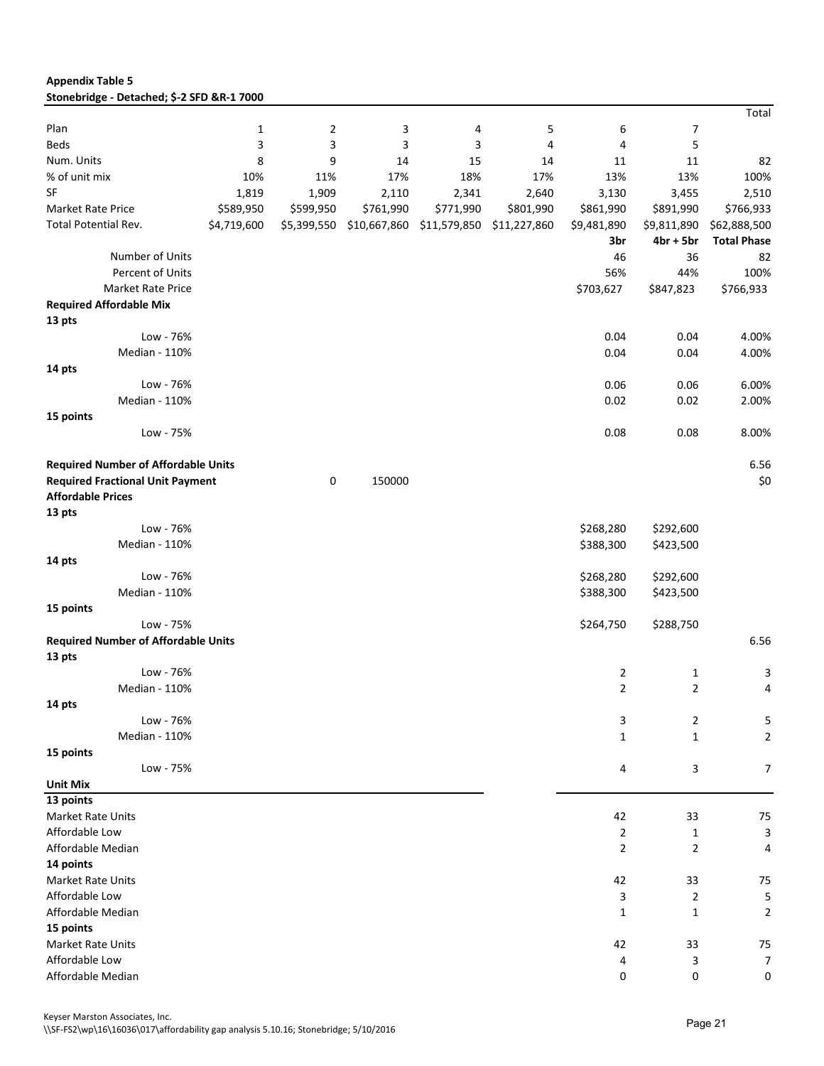**Appendix Table 5**
**Stonebridge - Detached; $-2 SFD &R-1 7000**

| | | | | | | | | Total |
|---|---|---|---|---|---|---|---|---|
| Plan | 1 | 2 | 3 | 4 | 5 | 6 | 7 | |
| Beds | 3 | 3 | 3 | 3 | 4 | 4 | 5 | |
| Num. Units | 8 | 9 | 14 | 15 | 14 | 11 | 11 | 82 |
| % of unit mix | 10% | 11% | 17% | 18% | 17% | 13% | 13% | 100% |
| SF | 1,819 | 1,909 | 2,110 | 2,341 | 2,640 | 3,130 | 3,455 | 2,510 |
| Market Rate Price | $589,950 | $599,950 | $761,990 | $771,990 | $801,990 | $861,990 | $891,990 | $766,933 |
| Total Potential Rev. | $4,719,600 | $5,399,550 | $10,667,860 | $11,579,850 | $11,227,860 | $9,481,890 | $9,811,890 | $62,888,500 |
| | | | | | | **3br** | **4br + 5br** | **Total Phase** |
| Number of Units | | | | | | 46 | 36 | 82 |
| Percent of Units | | | | | | 56% | 44% | 100% |
| Market Rate Price | | | | | | $703,627 | $847,823 | $766,933 |
| **Required Affordable Mix** | | | | | | | | |
| **13 pts** | | | | | | | | |
| Low - 76% | | | | | | 0.04 | 0.04 | 4.00% |
| Median - 110% | | | | | | 0.04 | 0.04 | 4.00% |
| **14 pts** | | | | | | | | |
| Low - 76% | | | | | | 0.06 | 0.06 | 6.00% |
| Median - 110% | | | | | | 0.02 | 0.02 | 2.00% |
| **15 points** | | | | | | | | |
| Low - 75% | | | | | | 0.08 | 0.08 | 8.00% |
| | | | | | | | | |
| **Required Number of Affordable Units** | | | | | | | | 6.56 |
| **Required Fractional Unit Payment** | | 0 | 150000 | | | | | $0 |
| **Affordable Prices** | | | | | | | | |
| **13 pts** | | | | | | | | |
| Low - 76% | | | | | | $268,280 | $292,600 | |
| Median - 110% | | | | | | $388,300 | $423,500 | |
| **14 pts** | | | | | | | | |
| Low - 76% | | | | | | $268,280 | $292,600 | |
| Median - 110% | | | | | | $388,300 | $423,500 | |
| **15 points** | | | | | | | | |
| Low - 75% | | | | | | $264,750 | $288,750 | |
| **Required Number of Affordable Units** | | | | | | | | 6.56 |
| **13 pts** | | | | | | | | |
| Low - 76% | | | | | | 2 | 1 | 3 |
| Median - 110% | | | | | | 2 | 2 | 4 |
| **14 pts** | | | | | | | | |
| Low - 76% | | | | | | 3 | 2 | 5 |
| Median - 110% | | | | | | 1 | 1 | 2 |
| **15 points** | | | | | | | | |
| Low - 75% | | | | | | 4 | 3 | 7 |
| **Unit Mix** | | | | | | | | |
| **13 points** | | | | | | | | |
| Market Rate Units | | | | | | 42 | 33 | 75 |
| Affordable Low | | | | | | 2 | 1 | 3 |
| Affordable Median | | | | | | 2 | 2 | 4 |
| **14 points** | | | | | | | | |
| Market Rate Units | | | | | | 42 | 33 | 75 |
| Affordable Low | | | | | | 3 | 2 | 5 |
| Affordable Median | | | | | | 1 | 1 | 2 |
| **15 points** | | | | | | | | |
| Market Rate Units | | | | | | 42 | 33 | 75 |
| Affordable Low | | | | | | 4 | 3 | 7 |
| Affordable Median | | | | | | 0 | 0 | 0 |

Keyser Marston Associates, Inc.
\\SF-FS2\wp\16\16036\017\affordability gap analysis 5.10.16; Stonebridge; 5/10/2016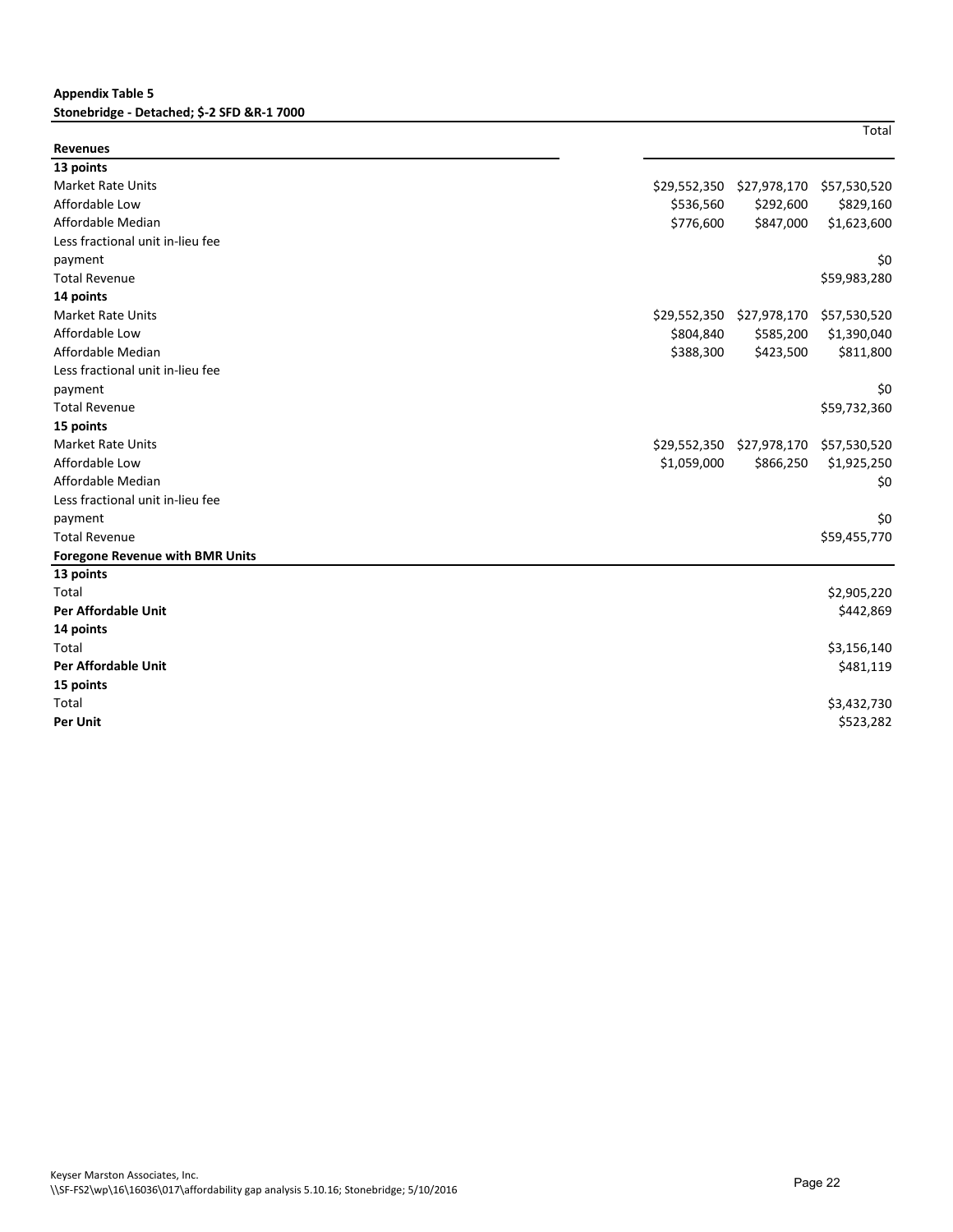**Appendix Table 5**

**Stonebridge - Detached; $-2 SFD &R-1 7000**

| Revenues | | | Total |
|---|---|---|---|
| **13 points** | | | |
| Market Rate Units | $29,552,350 | $27,978,170 | $57,530,520 |
| Affordable Low | $536,560 | $292,600 | $829,160 |
| Affordable Median | $776,600 | $847,000 | $1,623,600 |
| Less fractional unit in-lieu fee payment | | | $0 |
| Total Revenue | | | $59,983,280 |
| **14 points** | | | |
| Market Rate Units | $29,552,350 | $27,978,170 | $57,530,520 |
| Affordable Low | $804,840 | $585,200 | $1,390,040 |
| Affordable Median | $388,300 | $423,500 | $811,800 |
| Less fractional unit in-lieu fee payment | | | $0 |
| Total Revenue | | | $59,732,360 |
| **15 points** | | | |
| Market Rate Units | $29,552,350 | $27,978,170 | $57,530,520 |
| Affordable Low | $1,059,000 | $866,250 | $1,925,250 |
| Affordable Median | | | $0 |
| Less fractional unit in-lieu fee payment | | | $0 |
| Total Revenue | | | $59,455,770 |
| **Foregone Revenue with BMR Units** | | | |
| **13 points** | | | |
| Total | | | $2,905,220 |
| **Per Affordable Unit** | | | $442,869 |
| **14 points** | | | |
| Total | | | $3,156,140 |
| **Per Affordable Unit** | | | $481,119 |
| **15 points** | | | |
| Total | | | $3,432,730 |
| **Per Unit** | | | $523,282 |

Keyser Marston Associates, Inc.
\\SF-FS2\wp\16\16036\017\affordability gap analysis 5.10.16; Stonebridge; 5/10/2016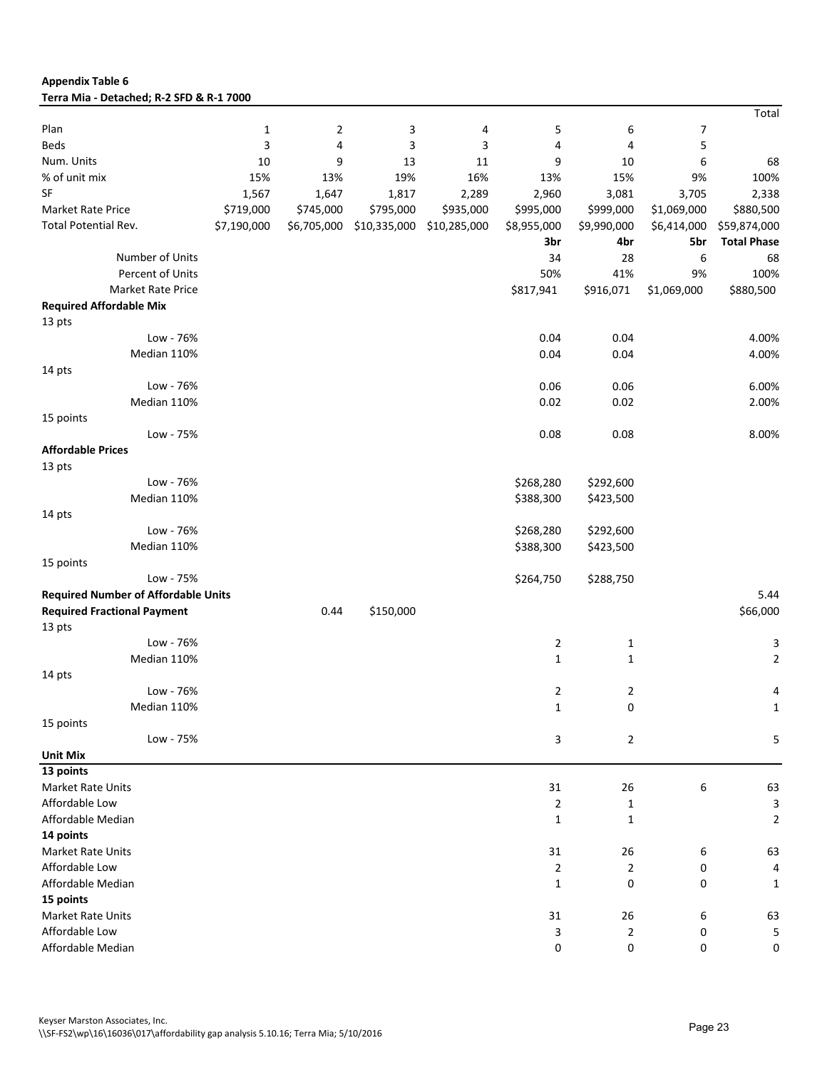**Appendix Table 6**
**Terra Mia - Detached; R-2 SFD & R-1 7000**

| | | | | | | | | Total |
|---|---|---|---|---|---|---|---|---|
| Plan | 1 | 2 | 3 | 4 | 5 | 6 | 7 | |
| Beds | 3 | 4 | 3 | 3 | 4 | 4 | 5 | |
| Num. Units | 10 | 9 | 13 | 11 | 9 | 10 | 6 | 68 |
| % of unit mix | 15% | 13% | 19% | 16% | 13% | 15% | 9% | 100% |
| SF | 1,567 | 1,647 | 1,817 | 2,289 | 2,960 | 3,081 | 3,705 | 2,338 |
| Market Rate Price | $719,000 | $745,000 | $795,000 | $935,000 | $995,000 | $999,000 | $1,069,000 | $880,500 |
| Total Potential Rev. | $7,190,000 | $6,705,000 | $10,335,000 | $10,285,000 | $8,955,000 | $9,990,000 | $6,414,000 | $59,874,000 |
| | | | | | **3br** | **4br** | **5br** | **Total Phase** |
| Number of Units | | | | | 34 | 28 | 6 | 68 |
| Percent of Units | | | | | 50% | 41% | 9% | 100% |
| Market Rate Price | | | | | $817,941 | $916,071 | $1,069,000 | $880,500 |
| **Required Affordable Mix** | | | | | | | | |
| 13 pts | | | | | | | | |
| Low - 76% | | | | | 0.04 | 0.04 | | 4.00% |
| Median 110% | | | | | 0.04 | 0.04 | | 4.00% |
| 14 pts | | | | | | | | |
| Low - 76% | | | | | 0.06 | 0.06 | | 6.00% |
| Median 110% | | | | | 0.02 | 0.02 | | 2.00% |
| 15 points | | | | | | | | |
| Low - 75% | | | | | 0.08 | 0.08 | | 8.00% |
| **Affordable Prices** | | | | | | | | |
| 13 pts | | | | | | | | |
| Low - 76% | | | | | $268,280 | $292,600 | | |
| Median 110% | | | | | $388,300 | $423,500 | | |
| 14 pts | | | | | | | | |
| Low - 76% | | | | | $268,280 | $292,600 | | |
| Median 110% | | | | | $388,300 | $423,500 | | |
| 15 points | | | | | | | | |
| Low - 75% | | | | | $264,750 | $288,750 | | |
| **Required Number of Affordable Units** | | | | | | | | 5.44 |
| **Required Fractional Payment** | | 0.44 | $150,000 | | | | | $66,000 |
| 13 pts | | | | | | | | |
| Low - 76% | | | | | 2 | 1 | | 3 |
| Median 110% | | | | | 1 | 1 | | 2 |
| 14 pts | | | | | | | | |
| Low - 76% | | | | | 2 | 2 | | 4 |
| Median 110% | | | | | 1 | 0 | | 1 |
| 15 points | | | | | | | | |
| Low - 75% | | | | | 3 | 2 | | 5 |
| **Unit Mix** | | | | | | | | |
| **13 points** | | | | | | | | |
| Market Rate Units | | | | | 31 | 26 | 6 | 63 |
| Affordable Low | | | | | 2 | 1 | | 3 |
| Affordable Median | | | | | 1 | 1 | | 2 |
| **14 points** | | | | | | | | |
| Market Rate Units | | | | | 31 | 26 | 6 | 63 |
| Affordable Low | | | | | 2 | 2 | 0 | 4 |
| Affordable Median | | | | | 1 | 0 | 0 | 1 |
| **15 points** | | | | | | | | |
| Market Rate Units | | | | | 31 | 26 | 6 | 63 |
| Affordable Low | | | | | 3 | 2 | 0 | 5 |
| Affordable Median | | | | | 0 | 0 | 0 | 0 |

Keyser Marston Associates, Inc.
\\SF-FS2\wp\16\16036\017\affordability gap analysis 5.10.16; Terra Mia; 5/10/2016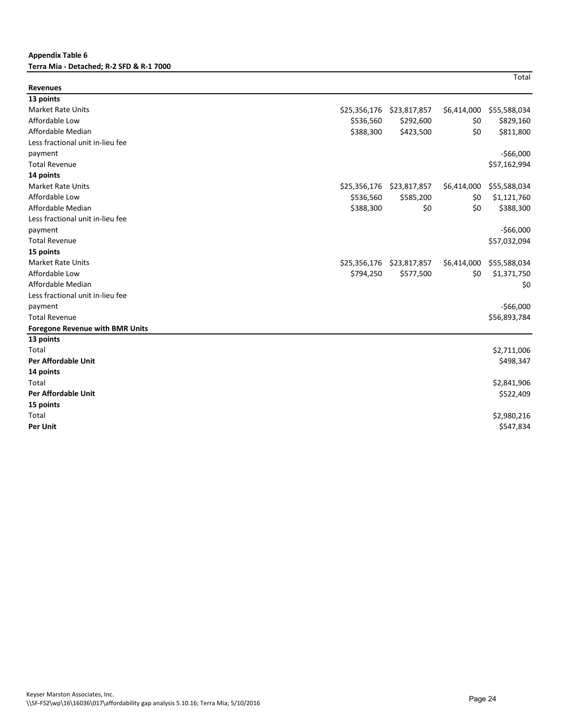**Appendix Table 6**
**Terra Mia - Detached; R-2 SFD & R-1 7000**

| | | | | Total |
|---|---|---|---|---|
| **Revenues** | | | | |
| **13 points** | | | | |
| Market Rate Units | $25,356,176 | $23,817,857 | $6,414,000 | $55,588,034 |
| Affordable Low | $536,560 | $292,600 | $0 | $829,160 |
| Affordable Median | $388,300 | $423,500 | $0 | $811,800 |
| Less fractional unit in-lieu fee payment | | | | -$66,000 |
| Total Revenue | | | | $57,162,994 |
| **14 points** | | | | |
| Market Rate Units | $25,356,176 | $23,817,857 | $6,414,000 | $55,588,034 |
| Affordable Low | $536,560 | $585,200 | $0 | $1,121,760 |
| Affordable Median | $388,300 | $0 | $0 | $388,300 |
| Less fractional unit in-lieu fee payment | | | | -$66,000 |
| Total Revenue | | | | $57,032,094 |
| **15 points** | | | | |
| Market Rate Units | $25,356,176 | $23,817,857 | $6,414,000 | $55,588,034 |
| Affordable Low | $794,250 | $577,500 | $0 | $1,371,750 |
| Affordable Median | | | | $0 |
| Less fractional unit in-lieu fee payment | | | | -$66,000 |
| Total Revenue | | | | $56,893,784 |
| **Foregone Revenue with BMR Units** | | | | |
| **13 points** | | | | |
| Total | | | | $2,711,006 |
| **Per Affordable Unit** | | | | $498,347 |
| **14 points** | | | | |
| Total | | | | $2,841,906 |
| **Per Affordable Unit** | | | | $522,409 |
| **15 points** | | | | |
| Total | | | | $2,980,216 |
| **Per Unit** | | | | $547,834 |

Keyser Marston Associates, Inc.
\\SF-FS2\wp\16\16036\017\affordability gap analysis 5.10.16; Terra Mia; 5/10/2016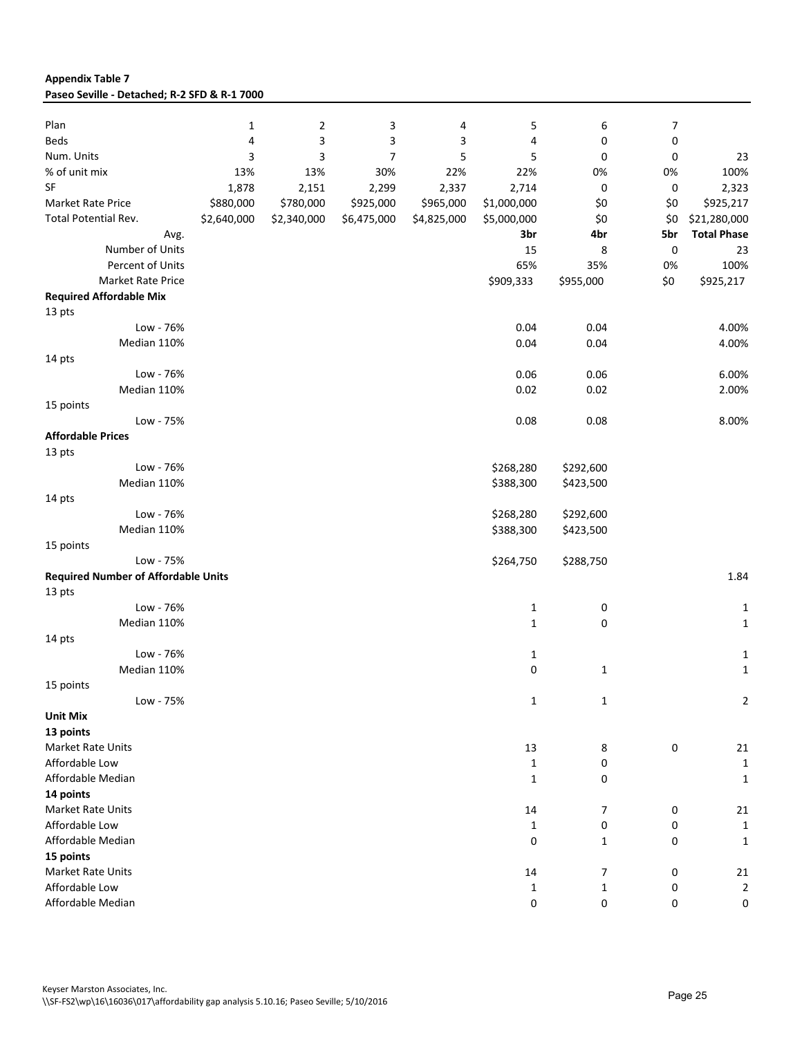**Appendix Table 7**
**Paseo Seville - Detached; R-2 SFD & R-1 7000**

| Plan | 1 | 2 | 3 | 4 | 5 | 6 | 7 | |
|---|---|---|---|---|---|---|---|---|
| Beds | 4 | 3 | 3 | 3 | 4 | 0 | 0 | |
| Num. Units | 3 | 3 | 7 | 5 | 5 | 0 | 0 | 23 |
| % of unit mix | 13% | 13% | 30% | 22% | 22% | 0% | 0% | 100% |
| SF | 1,878 | 2,151 | 2,299 | 2,337 | 2,714 | 0 | 0 | 2,323 |
| Market Rate Price | $880,000 | $780,000 | $925,000 | $965,000 | $1,000,000 | $0 | $0 | $925,217 |
| Total Potential Rev. | $2,640,000 | $2,340,000 | $6,475,000 | $4,825,000 | $5,000,000 | $0 | $0 | $21,280,000 |
| Avg. | | | | | **3br** | **4br** | **5br** | **Total Phase** |
| Number of Units | | | | | 15 | 8 | 0 | 23 |
| Percent of Units | | | | | 65% | 35% | 0% | 100% |
| Market Rate Price | | | | | $909,333 | $955,000 | $0 | $925,217 |
| **Required Affordable Mix** | | | | | | | | |
| 13 pts | | | | | | | | |
| Low - 76% | | | | | 0.04 | 0.04 | | 4.00% |
| Median 110% | | | | | 0.04 | 0.04 | | 4.00% |
| 14 pts | | | | | | | | |
| Low - 76% | | | | | 0.06 | 0.06 | | 6.00% |
| Median 110% | | | | | 0.02 | 0.02 | | 2.00% |
| 15 points | | | | | | | | |
| Low - 75% | | | | | 0.08 | 0.08 | | 8.00% |
| **Affordable Prices** | | | | | | | | |
| 13 pts | | | | | | | | |
| Low - 76% | | | | | $268,280 | $292,600 | | |
| Median 110% | | | | | $388,300 | $423,500 | | |
| 14 pts | | | | | | | | |
| Low - 76% | | | | | $268,280 | $292,600 | | |
| Median 110% | | | | | $388,300 | $423,500 | | |
| 15 points | | | | | | | | |
| Low - 75% | | | | | $264,750 | $288,750 | | |
| **Required Number of Affordable Units** | | | | | | | | 1.84 |
| 13 pts | | | | | | | | |
| Low - 76% | | | | | 1 | 0 | | 1 |
| Median 110% | | | | | 1 | 0 | | 1 |
| 14 pts | | | | | | | | |
| Low - 76% | | | | | 1 | | | 1 |
| Median 110% | | | | | 0 | 1 | | 1 |
| 15 points | | | | | | | | |
| Low - 75% | | | | | 1 | 1 | | 2 |
| **Unit Mix** | | | | | | | | |
| **13 points** | | | | | | | | |
| Market Rate Units | | | | | 13 | 8 | 0 | 21 |
| Affordable Low | | | | | 1 | 0 | | 1 |
| Affordable Median | | | | | 1 | 0 | | 1 |
| **14 points** | | | | | | | | |
| Market Rate Units | | | | | 14 | 7 | 0 | 21 |
| Affordable Low | | | | | 1 | 0 | 0 | 1 |
| Affordable Median | | | | | 0 | 1 | 0 | 1 |
| **15 points** | | | | | | | | |
| Market Rate Units | | | | | 14 | 7 | 0 | 21 |
| Affordable Low | | | | | 1 | 1 | 0 | 2 |
| Affordable Median | | | | | 0 | 0 | 0 | 0 |

Keyser Marston Associates, Inc.
\\SF-FS2\wp\16\16036\017\affordability gap analysis 5.10.16; Paseo Seville; 5/10/2016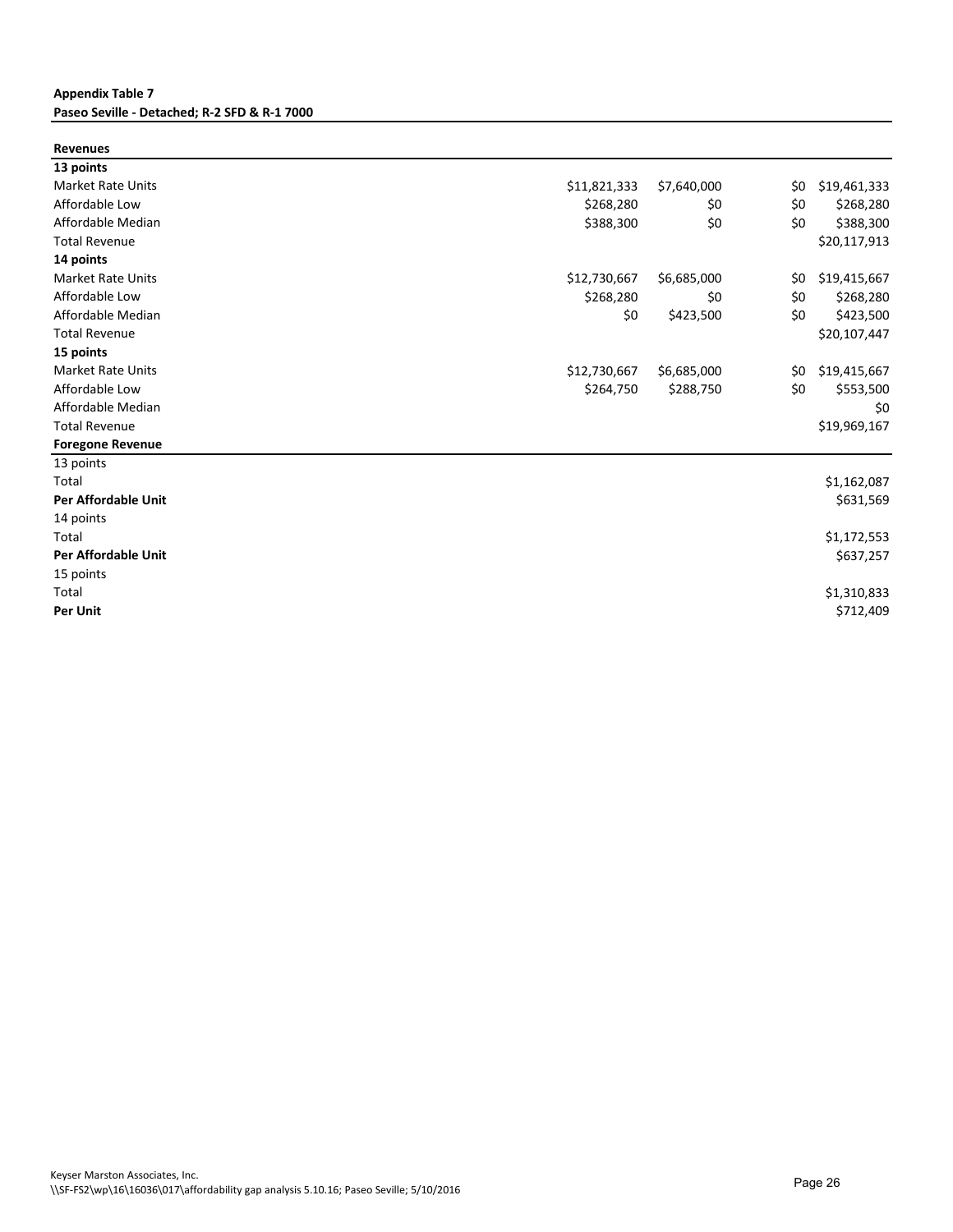**Appendix Table 7**
**Paseo Seville - Detached; R-2 SFD & R-1 7000**

| **Revenues** | | | | |
|---|---|---|---|---|
| **13 points** | | | | |
| Market Rate Units | $11,821,333 | $7,640,000 | $0 | $19,461,333 |
| Affordable Low | $268,280 | $0 | $0 | $268,280 |
| Affordable Median | $388,300 | $0 | $0 | $388,300 |
| Total Revenue | | | | $20,117,913 |
| **14 points** | | | | |
| Market Rate Units | $12,730,667 | $6,685,000 | $0 | $19,415,667 |
| Affordable Low | $268,280 | $0 | $0 | $268,280 |
| Affordable Median | $0 | $423,500 | $0 | $423,500 |
| Total Revenue | | | | $20,107,447 |
| **15 points** | | | | |
| Market Rate Units | $12,730,667 | $6,685,000 | $0 | $19,415,667 |
| Affordable Low | $264,750 | $288,750 | $0 | $553,500 |
| Affordable Median | | | | $0 |
| Total Revenue | | | | $19,969,167 |
| **Foregone Revenue** | | | | |
| 13 points | | | | |
| Total | | | | $1,162,087 |
| **Per Affordable Unit** | | | | $631,569 |
| 14 points | | | | |
| Total | | | | $1,172,553 |
| **Per Affordable Unit** | | | | $637,257 |
| 15 points | | | | |
| Total | | | | $1,310,833 |
| **Per Unit** | | | | $712,409 |

Keyser Marston Associates, Inc.
\\SF-FS2\wp\16\16036\017\affordability gap analysis 5.10.16; Paseo Seville; 5/10/2016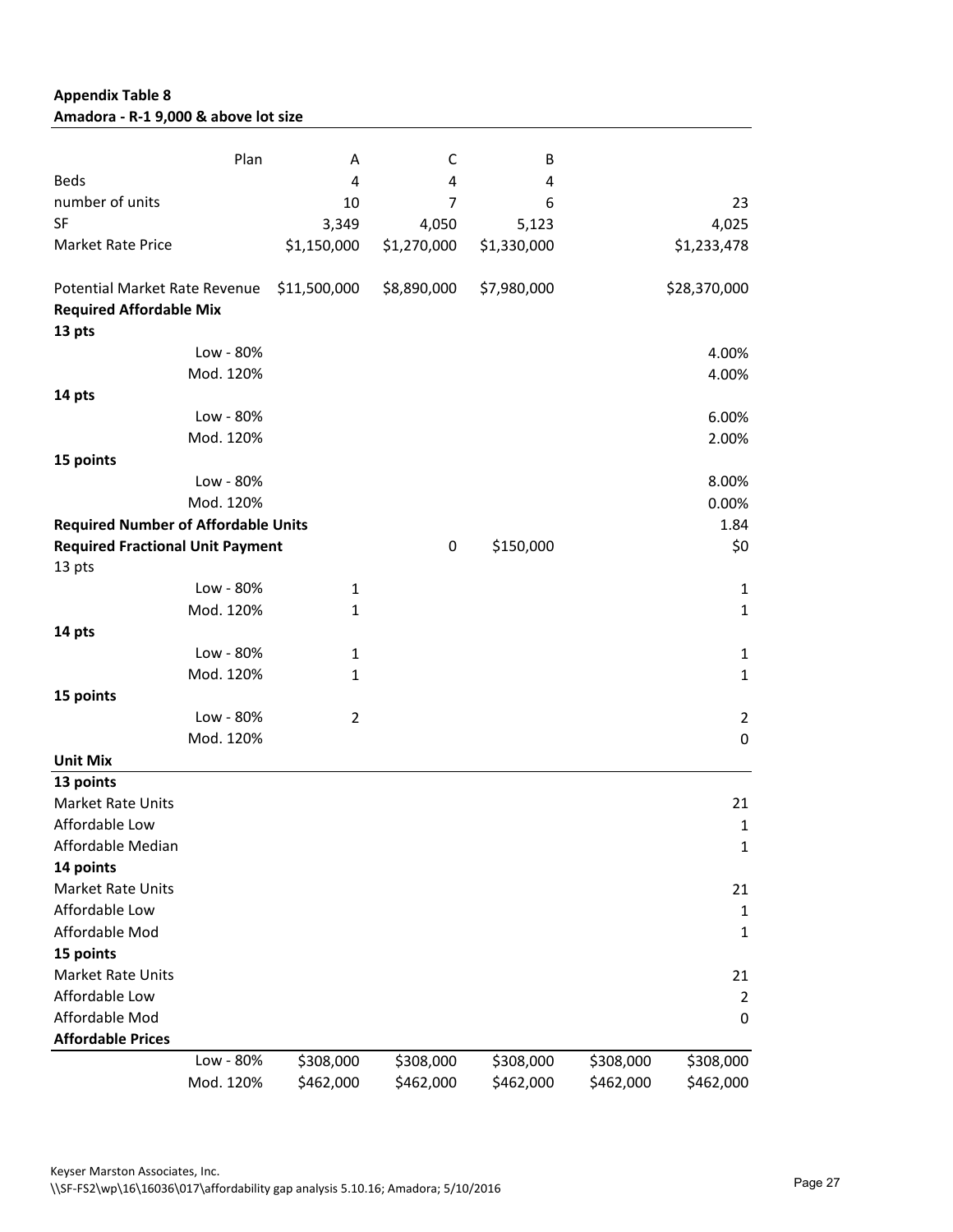**Appendix Table 8**
**Amadora - R-1 9,000 & above lot size**

| Plan | A | C | B | | |
|---|---|---|---|---|---|
| Beds | 4 | 4 | 4 | | |
| number of units | 10 | 7 | 6 | | 23 |
| SF | 3,349 | 4,050 | 5,123 | | 4,025 |
| Market Rate Price | $1,150,000 | $1,270,000 | $1,330,000 | | $1,233,478 |
| | | | | | |
| Potential Market Rate Revenue | $11,500,000 | $8,890,000 | $7,980,000 | | $28,370,000 |
| **Required Affordable Mix** | | | | | |
| **13 pts** | | | | | |
| Low - 80% | | | | | 4.00% |
| Mod. 120% | | | | | 4.00% |
| **14 pts** | | | | | |
| Low - 80% | | | | | 6.00% |
| Mod. 120% | | | | | 2.00% |
| **15 points** | | | | | |
| Low - 80% | | | | | 8.00% |
| Mod. 120% | | | | | 0.00% |
| **Required Number of Affordable Units** | | | | | 1.84 |
| **Required Fractional Unit Payment** | | 0 | $150,000 | | $0 |
| 13 pts | | | | | |
| Low - 80% | 1 | | | | 1 |
| Mod. 120% | 1 | | | | 1 |
| **14 pts** | | | | | |
| Low - 80% | 1 | | | | 1 |
| Mod. 120% | 1 | | | | 1 |
| **15 points** | | | | | |
| Low - 80% | 2 | | | | 2 |
| Mod. 120% | | | | | 0 |
| **Unit Mix** | | | | | |
| **13 points** | | | | | |
| Market Rate Units | | | | | 21 |
| Affordable Low | | | | | 1 |
| Affordable Median | | | | | 1 |
| **14 points** | | | | | |
| Market Rate Units | | | | | 21 |
| Affordable Low | | | | | 1 |
| Affordable Mod | | | | | 1 |
| **15 points** | | | | | |
| Market Rate Units | | | | | 21 |
| Affordable Low | | | | | 2 |
| Affordable Mod | | | | | 0 |
| **Affordable Prices** | | | | | |
| Low - 80% | $308,000 | $308,000 | $308,000 | $308,000 | $308,000 |
| Mod. 120% | $462,000 | $462,000 | $462,000 | $462,000 | $462,000 |

Keyser Marston Associates, Inc.
\\SF-FS2\wp\16\16036\017\affordability gap analysis 5.10.16; Amadora; 5/10/2016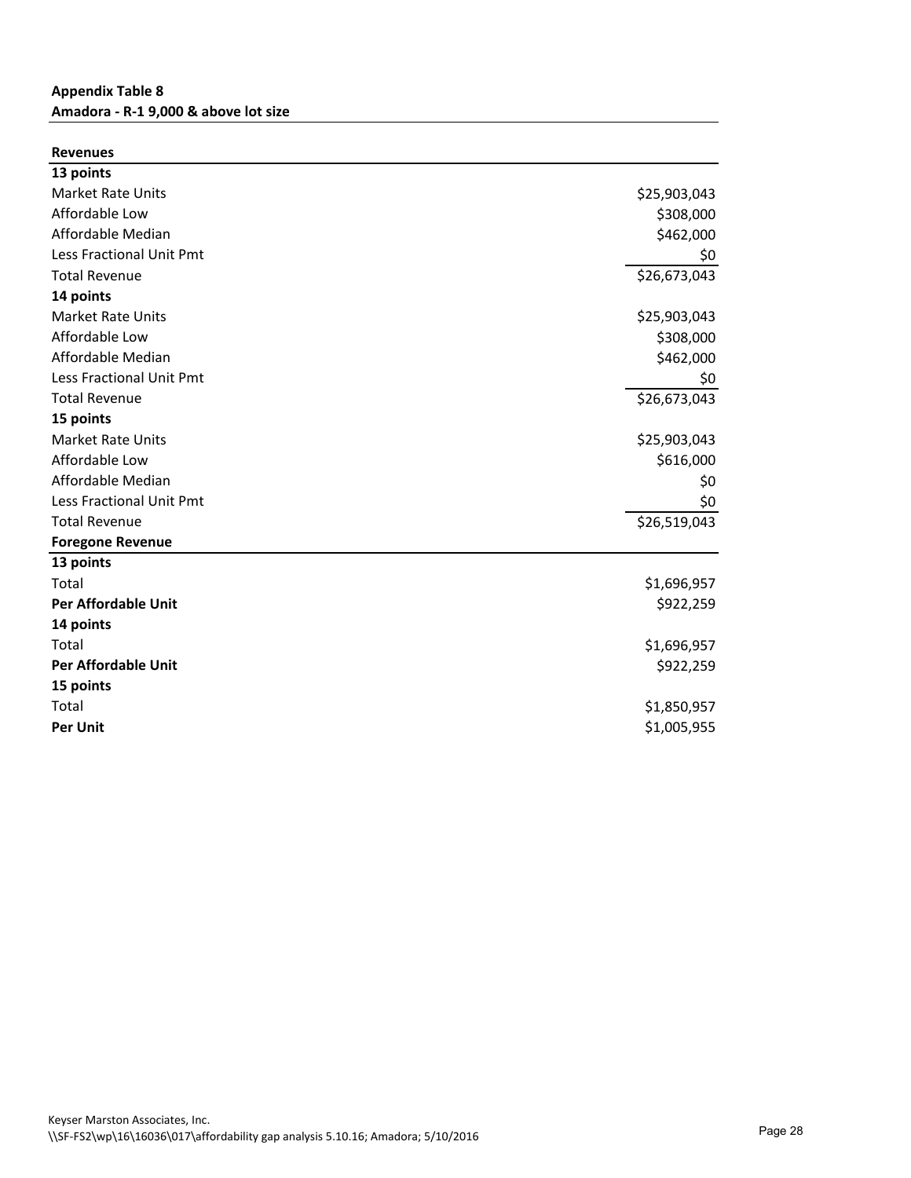**Appendix Table 8**
**Amadora - R-1 9,000 & above lot size**

| | |
|---|---|
| **Revenues** | |
| **13 points** | |
| Market Rate Units | $25,903,043 |
| Affordable Low | $308,000 |
| Affordable Median | $462,000 |
| Less Fractional Unit Pmt | $0 |
| Total Revenue | $26,673,043 |
| **14 points** | |
| Market Rate Units | $25,903,043 |
| Affordable Low | $308,000 |
| Affordable Median | $462,000 |
| Less Fractional Unit Pmt | $0 |
| Total Revenue | $26,673,043 |
| **15 points** | |
| Market Rate Units | $25,903,043 |
| Affordable Low | $616,000 |
| Affordable Median | $0 |
| Less Fractional Unit Pmt | $0 |
| Total Revenue | $26,519,043 |
| **Foregone Revenue** | |
| **13 points** | |
| Total | $1,696,957 |
| **Per Affordable Unit** | $922,259 |
| **14 points** | |
| Total | $1,696,957 |
| **Per Affordable Unit** | $922,259 |
| **15 points** | |
| Total | $1,850,957 |
| **Per Unit** | $1,005,955 |

Keyser Marston Associates, Inc.
\\SF-FS2\wp\16\16036\017\affordability gap analysis 5.10.16; Amadora; 5/10/2016